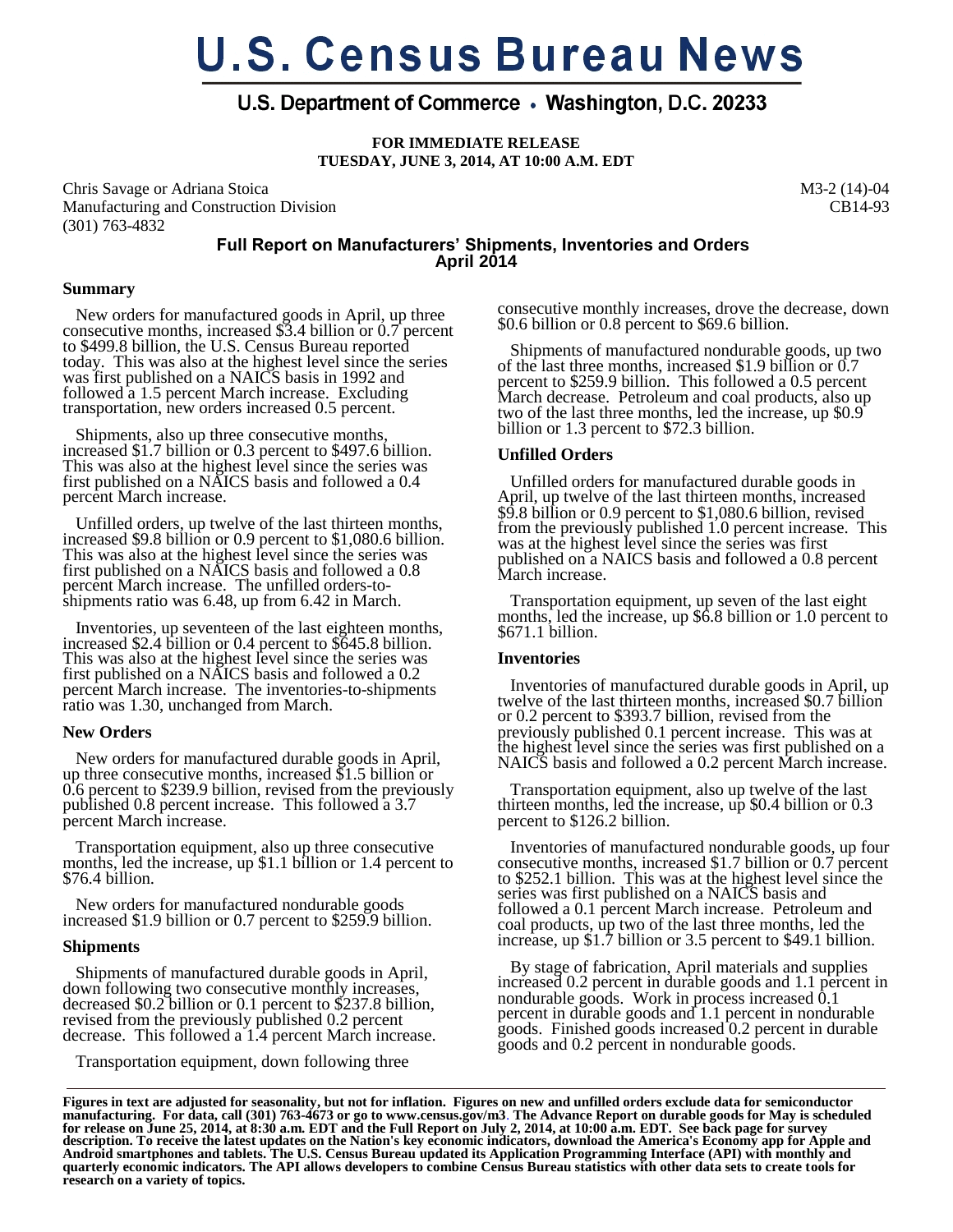# U.S. Census Bureau News

## U.S. Department of Commerce • Washington, D.C. 20233

**FOR IMMEDIATE RELEASE**
**TUESDAY, JUNE 3, 2014, AT 10:00 A.M. EDT**

Chris Savage or Adriana Stoica
Manufacturing and Construction Division
(301) 763-4832

M3-2 (14)-04
CB14-93

## Full Report on Manufacturers' Shipments, Inventories and Orders April 2014

### Summary

New orders for manufactured goods in April, up three consecutive months, increased $3.4 billion or 0.7 percent to $499.8 billion, the U.S. Census Bureau reported today. This was also at the highest level since the series was first published on a NAICS basis in 1992 and followed a 1.5 percent March increase. Excluding transportation, new orders increased 0.5 percent.

Shipments, also up three consecutive months, increased $1.7 billion or 0.3 percent to $497.6 billion. This was also at the highest level since the series was first published on a NAICS basis and followed a 0.4 percent March increase.

Unfilled orders, up twelve of the last thirteen months, increased $9.8 billion or 0.9 percent to $1,080.6 billion. This was also at the highest level since the series was first published on a NAICS basis and followed a 0.8 percent March increase. The unfilled orders-to-shipments ratio was 6.48, up from 6.42 in March.

Inventories, up seventeen of the last eighteen months, increased $2.4 billion or 0.4 percent to $645.8 billion. This was also at the highest level since the series was first published on a NAICS basis and followed a 0.2 percent March increase. The inventories-to-shipments ratio was 1.30, unchanged from March.

### New Orders

New orders for manufactured durable goods in April, up three consecutive months, increased $1.5 billion or 0.6 percent to $239.9 billion, revised from the previously published 0.8 percent increase. This followed a 3.7 percent March increase.

Transportation equipment, also up three consecutive months, led the increase, up $1.1 billion or 1.4 percent to $76.4 billion.

New orders for manufactured nondurable goods increased $1.9 billion or 0.7 percent to $259.9 billion.

### Shipments

Shipments of manufactured durable goods in April, down following two consecutive monthly increases, decreased $0.2 billion or 0.1 percent to $237.8 billion, revised from the previously published 0.2 percent decrease. This followed a 1.4 percent March increase.

Transportation equipment, down following three consecutive monthly increases, drove the decrease, down $0.6 billion or 0.8 percent to $69.6 billion.

Shipments of manufactured nondurable goods, up two of the last three months, increased $1.9 billion or 0.7 percent to $259.9 billion. This followed a 0.5 percent March decrease. Petroleum and coal products, also up two of the last three months, led the increase, up $0.9 billion or 1.3 percent to $72.3 billion.

### Unfilled Orders

Unfilled orders for manufactured durable goods in April, up twelve of the last thirteen months, increased $9.8 billion or 0.9 percent to $1,080.6 billion, revised from the previously published 1.0 percent increase. This was at the highest level since the series was first published on a NAICS basis and followed a 0.8 percent March increase.

Transportation equipment, up seven of the last eight months, led the increase, up $6.8 billion or 1.0 percent to $671.1 billion.

### Inventories

Inventories of manufactured durable goods in April, up twelve of the last thirteen months, increased $0.7 billion or 0.2 percent to $393.7 billion, revised from the previously published 0.1 percent increase. This was at the highest level since the series was first published on a NAICS basis and followed a 0.2 percent March increase.

Transportation equipment, also up twelve of the last thirteen months, led the increase, up $0.4 billion or 0.3 percent to $126.2 billion.

Inventories of manufactured nondurable goods, up four consecutive months, increased $1.7 billion or 0.7 percent to $252.1 billion. This was at the highest level since the series was first published on a NAICS basis and followed a 0.1 percent March increase. Petroleum and coal products, up two of the last three months, led the increase, up $1.7 billion or 3.5 percent to $49.1 billion.

By stage of fabrication, April materials and supplies increased 0.2 percent in durable goods and 1.1 percent in nondurable goods. Work in process increased 0.1 percent in durable goods and 1.1 percent in nondurable goods. Finished goods increased 0.2 percent in durable goods and 0.2 percent in nondurable goods.

---

**Figures in text are adjusted for seasonality, but not for inflation. Figures on new and unfilled orders exclude data for semiconductor manufacturing. For data, call (301) 763-4673 or go to www.census.gov/m3. The Advance Report on durable goods for May is scheduled for release on June 25, 2014, at 8:30 a.m. EDT and the Full Report on July 2, 2014, at 10:00 a.m. EDT. See back page for survey description. To receive the latest updates on the Nation's key economic indicators, download the America's Economy app for Apple and Android smartphones and tablets. The U.S. Census Bureau updated its Application Programming Interface (API) with monthly and quarterly economic indicators. The API allows developers to combine Census Bureau statistics with other data sets to create tools for research on a variety of topics.**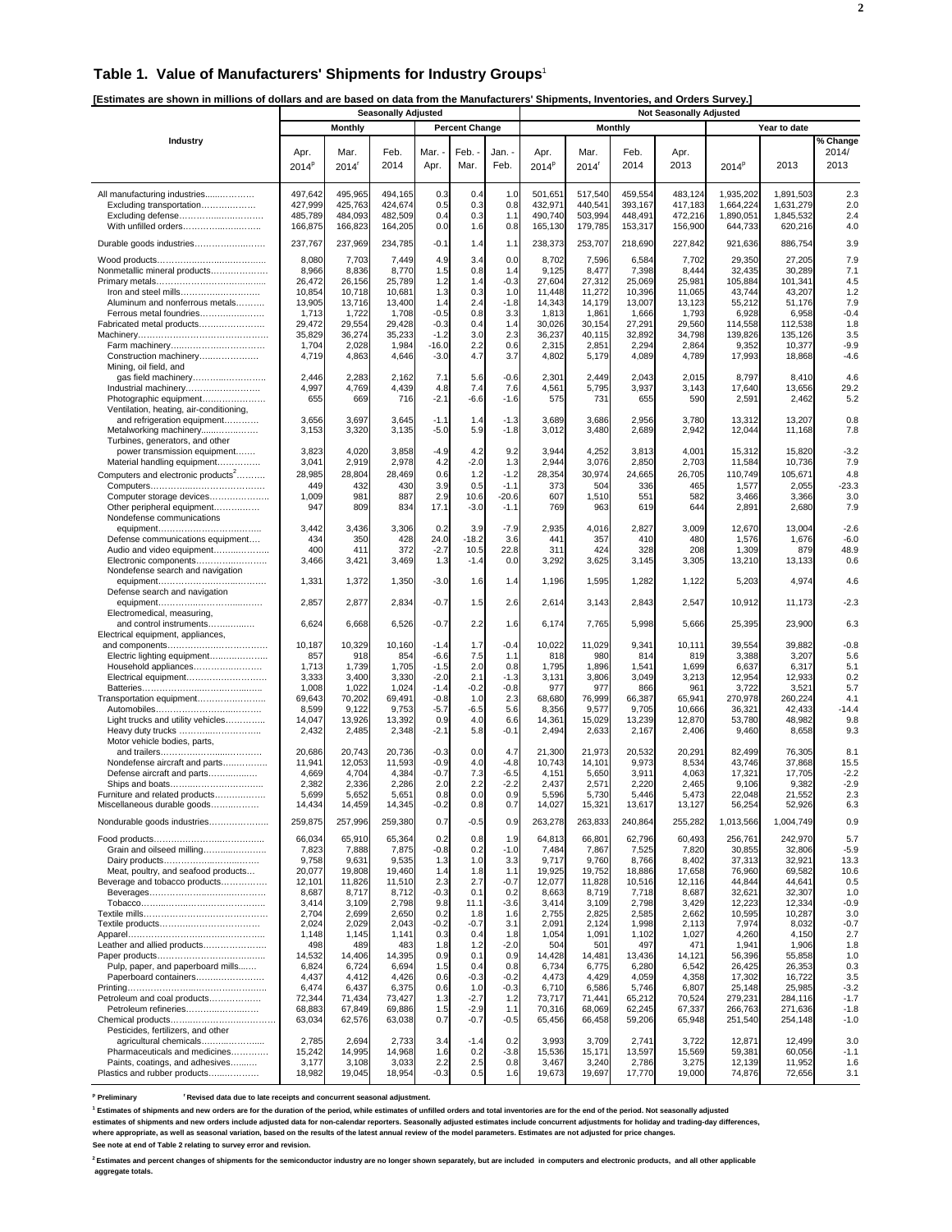## Table 1. Value of Manufacturers' Shipments for Industry Groups[1]

**[Estimates are shown in millions of dollars and are based on data from the Manufacturers' Shipments, Inventories, and Orders Survey.]**

| Industry | Seasonally Adjusted | | | | | | Not Seasonally Adjusted | | | | | | |
|---|---|---|---|---|---|---|---|---|---|---|---|---|---|
| | Monthly | | | Percent Change | | | Monthly | | | | Year to date | | |
| | Apr. 2014[p] | Mar. 2014[r] | Feb. 2014 | Mar. - Apr. | Feb. - Mar. | Jan. - Feb. | Apr. 2014[p] | Mar. 2014[r] | Feb. 2014 | Apr. 2013 | 2014[p] | 2013 | % Change 2014/ 2013 |
| All manufacturing industries | 497,642 | 495,965 | 494,165 | 0.3 | 0.4 | 1.0 | 501,651 | 517,540 | 459,554 | 483,124 | 1,935,202 | 1,891,503 | 2.3 |
| Excluding transportation | 427,999 | 425,763 | 424,674 | 0.5 | 0.3 | 0.8 | 432,971 | 440,541 | 393,167 | 417,183 | 1,664,224 | 1,631,279 | 2.0 |
| Excluding defense | 485,789 | 484,093 | 482,509 | 0.4 | 0.3 | 1.1 | 490,740 | 503,994 | 448,491 | 472,216 | 1,890,051 | 1,845,532 | 2.4 |
| With unfilled orders | 166,875 | 166,823 | 164,205 | 0.0 | 1.6 | 0.8 | 165,130 | 179,785 | 153,317 | 156,900 | 644,733 | 620,216 | 4.0 |
| Durable goods industries | 237,767 | 237,969 | 234,785 | -0.1 | 1.4 | 1.1 | 238,373 | 253,707 | 218,690 | 227,842 | 921,636 | 886,754 | 3.9 |
| Wood products | 8,080 | 7,703 | 7,449 | 4.9 | 3.4 | 0.0 | 8,702 | 7,596 | 6,584 | 7,702 | 29,350 | 27,205 | 7.9 |
| Nonmetallic mineral products | 8,966 | 8,836 | 8,770 | 1.5 | 0.8 | 1.4 | 9,125 | 8,477 | 7,398 | 8,444 | 32,435 | 30,289 | 7.1 |
| Primary metals | 26,472 | 26,156 | 25,789 | 1.2 | 1.4 | -0.3 | 27,604 | 27,312 | 25,069 | 25,981 | 105,884 | 101,341 | 4.5 |
| Iron and steel mills | 10,854 | 10,718 | 10,681 | 1.3 | 0.3 | 1.0 | 11,448 | 11,272 | 10,396 | 11,065 | 43,744 | 43,207 | 1.2 |
| Aluminum and nonferrous metals | 13,905 | 13,716 | 13,400 | 1.4 | 2.4 | -1.8 | 14,343 | 14,179 | 13,007 | 13,123 | 55,212 | 51,176 | 7.9 |
| Ferrous metal foundries | 1,713 | 1,722 | 1,708 | -0.5 | 0.8 | 3.3 | 1,813 | 1,861 | 1,666 | 1,793 | 6,928 | 6,958 | -0.4 |
| Fabricated metal products | 29,472 | 29,554 | 29,428 | -0.3 | 0.4 | 1.4 | 30,026 | 30,154 | 27,291 | 29,560 | 114,558 | 112,538 | 1.8 |
| Machinery | 35,829 | 36,274 | 35,233 | -1.2 | 3.0 | 2.3 | 36,237 | 40,115 | 32,892 | 34,798 | 139,826 | 135,126 | 3.5 |
| Farm machinery | 1,704 | 2,028 | 1,984 | -16.0 | 2.2 | 0.6 | 2,315 | 2,851 | 2,294 | 2,864 | 9,352 | 10,377 | -9.9 |
| Construction machinery | 4,719 | 4,863 | 4,646 | -3.0 | 4.7 | 3.7 | 4,802 | 5,179 | 4,089 | 4,789 | 17,993 | 18,868 | -4.6 |
| Mining, oil field, and gas field machinery | 2,446 | 2,283 | 2,162 | 7.1 | 5.6 | -0.6 | 2,301 | 2,449 | 2,043 | 2,015 | 8,797 | 8,410 | 4.6 |
| Industrial machinery | 4,997 | 4,769 | 4,439 | 4.8 | 7.4 | 7.6 | 4,561 | 5,795 | 3,937 | 3,143 | 17,640 | 13,656 | 29.2 |
| Photographic equipment | 655 | 669 | 716 | -2.1 | -6.6 | -1.6 | 575 | 731 | 655 | 590 | 2,591 | 2,462 | 5.2 |
| Ventilation, heating, air-conditioning, and refrigeration equipment | 3,656 | 3,697 | 3,645 | -1.1 | 1.4 | -1.3 | 3,689 | 3,686 | 2,956 | 3,780 | 13,312 | 13,207 | 0.8 |
| Metalworking machinery | 3,153 | 3,320 | 3,135 | -5.0 | 5.9 | -1.8 | 3,012 | 3,480 | 2,689 | 2,942 | 12,044 | 11,168 | 7.8 |
| Turbines, generators, and other power transmission equipment | 3,823 | 4,020 | 3,858 | -4.9 | 4.2 | 9.2 | 3,944 | 4,252 | 3,813 | 4,001 | 15,312 | 15,820 | -3.2 |
| Material handling equipment | 3,041 | 2,919 | 2,978 | 4.2 | -2.0 | 1.3 | 2,944 | 3,076 | 2,850 | 2,703 | 11,584 | 10,736 | 7.9 |
| Computers and electronic products[2] | 28,985 | 28,804 | 28,469 | 0.6 | 1.2 | -1.2 | 28,354 | 30,974 | 24,665 | 26,705 | 110,749 | 105,671 | 4.8 |
| Computers | 449 | 432 | 430 | 3.9 | 0.5 | -1.1 | 373 | 504 | 336 | 465 | 1,577 | 2,055 | -23.3 |
| Computer storage devices | 1,009 | 981 | 887 | 2.9 | 10.6 | -20.6 | 607 | 1,510 | 551 | 582 | 3,466 | 3,366 | 3.0 |
| Other peripheral equipment | 947 | 809 | 834 | 17.1 | -3.0 | -1.1 | 769 | 963 | 619 | 644 | 2,891 | 2,680 | 7.9 |
| Nondefense communications equipment | 3,442 | 3,436 | 3,306 | 0.2 | 3.9 | -7.9 | 2,935 | 4,016 | 2,827 | 3,009 | 12,670 | 13,004 | -2.6 |
| Defense communications equipment | 434 | 350 | 428 | 24.0 | -18.2 | 3.6 | 441 | 357 | 410 | 480 | 1,576 | 1,676 | -6.0 |
| Audio and video equipment | 400 | 411 | 372 | -2.7 | 10.5 | 22.8 | 311 | 424 | 328 | 208 | 1,309 | 879 | 48.9 |
| Electronic components | 3,466 | 3,421 | 3,469 | 1.3 | -1.4 | 0.0 | 3,292 | 3,625 | 3,145 | 3,305 | 13,210 | 13,133 | 0.6 |
| Nondefense search and navigation equipment | 1,331 | 1,372 | 1,350 | -3.0 | 1.6 | 1.4 | 1,196 | 1,595 | 1,282 | 1,122 | 5,203 | 4,974 | 4.6 |
| Defense search and navigation equipment | 2,857 | 2,877 | 2,834 | -0.7 | 1.5 | 2.6 | 2,614 | 3,143 | 2,843 | 2,547 | 10,912 | 11,173 | -2.3 |
| Electromedical, measuring, and control instruments | 6,624 | 6,668 | 6,526 | -0.7 | 2.2 | 1.6 | 6,174 | 7,765 | 5,998 | 5,666 | 25,395 | 23,900 | 6.3 |
| Electrical equipment, appliances, and components | 10,187 | 10,329 | 10,160 | -1.4 | 1.7 | -0.4 | 10,022 | 11,029 | 9,341 | 10,111 | 39,554 | 39,882 | -0.8 |
| Electric lighting equipment | 857 | 918 | 854 | -6.6 | 7.5 | 1.1 | 818 | 980 | 814 | 819 | 3,388 | 3,207 | 5.6 |
| Household appliances | 1,713 | 1,739 | 1,705 | -1.5 | 2.0 | 0.8 | 1,795 | 1,896 | 1,541 | 1,699 | 6,637 | 6,317 | 5.1 |
| Electrical equipment | 3,333 | 3,400 | 3,330 | -2.0 | 2.1 | -1.3 | 3,131 | 3,806 | 3,049 | 3,213 | 12,954 | 12,933 | 0.2 |
| Batteries | 1,008 | 1,022 | 1,024 | -1.4 | -0.2 | -0.8 | 977 | 977 | 866 | 961 | 3,722 | 3,521 | 5.7 |
| Transportation equipment | 69,643 | 70,202 | 69,491 | -0.8 | 1.0 | 2.3 | 68,680 | 76,999 | 66,387 | 65,941 | 270,978 | 260,224 | 4.1 |
| Automobiles | 8,599 | 9,122 | 9,753 | -5.7 | -6.5 | 5.6 | 8,356 | 9,577 | 9,705 | 10,666 | 36,321 | 42,433 | -14.4 |
| Light trucks and utility vehicles | 14,047 | 13,926 | 13,392 | 0.9 | 4.0 | 6.6 | 14,361 | 15,029 | 13,239 | 12,870 | 53,780 | 48,982 | 9.8 |
| Heavy duty trucks | 2,432 | 2,485 | 2,348 | -2.1 | 5.8 | -0.1 | 2,494 | 2,633 | 2,167 | 2,406 | 9,460 | 8,658 | 9.3 |
| Motor vehicle bodies, parts, and trailers | 20,686 | 20,743 | 20,736 | -0.3 | 0.0 | 4.7 | 21,300 | 21,973 | 20,532 | 20,291 | 82,499 | 76,305 | 8.1 |
| Nondefense aircraft and parts | 11,941 | 12,053 | 11,593 | -0.9 | 4.0 | -4.8 | 10,743 | 14,101 | 9,973 | 8,534 | 43,746 | 37,868 | 15.5 |
| Defense aircraft and parts | 4,669 | 4,704 | 4,384 | -0.7 | 7.3 | -6.5 | 4,151 | 5,650 | 3,911 | 4,063 | 17,321 | 17,705 | -2.2 |
| Ships and boats | 2,382 | 2,336 | 2,286 | 2.0 | 2.2 | -2.2 | 2,437 | 2,571 | 2,220 | 2,465 | 9,106 | 9,382 | -2.9 |
| Furniture and related products | 5,699 | 5,652 | 5,651 | 0.8 | 0.0 | 0.9 | 5,596 | 5,730 | 5,446 | 5,473 | 22,048 | 21,552 | 2.3 |
| Miscellaneous durable goods | 14,434 | 14,459 | 14,345 | -0.2 | 0.8 | 0.7 | 14,027 | 15,321 | 13,617 | 13,127 | 56,254 | 52,926 | 6.3 |
| Nondurable goods industries | 259,875 | 257,996 | 259,380 | 0.7 | -0.5 | 0.9 | 263,278 | 263,833 | 240,864 | 255,282 | 1,013,566 | 1,004,749 | 0.9 |
| Food products | 66,034 | 65,910 | 65,364 | 0.2 | 0.8 | 1.9 | 64,813 | 66,801 | 62,796 | 60,493 | 256,761 | 242,970 | 5.7 |
| Grain and oilseed milling | 7,823 | 7,888 | 7,875 | -0.8 | 0.2 | -1.0 | 7,484 | 7,867 | 7,525 | 7,820 | 30,855 | 32,806 | -5.9 |
| Dairy products | 9,758 | 9,631 | 9,535 | 1.3 | 1.0 | 3.3 | 9,717 | 9,760 | 8,766 | 8,402 | 37,313 | 32,921 | 13.3 |
| Meat, poultry, and seafood products | 20,077 | 19,808 | 19,460 | 1.4 | 1.8 | 1.1 | 19,925 | 19,752 | 18,886 | 17,658 | 76,960 | 69,582 | 10.6 |
| Beverage and tobacco products | 12,101 | 11,826 | 11,510 | 2.3 | 2.7 | -0.7 | 12,077 | 11,828 | 10,516 | 12,116 | 44,844 | 44,641 | 0.5 |
| Beverages | 8,687 | 8,717 | 8,712 | -0.3 | 0.1 | 0.2 | 8,663 | 8,719 | 7,718 | 8,687 | 32,621 | 32,307 | 1.0 |
| Tobacco | 3,414 | 3,109 | 2,798 | 9.8 | 11.1 | -3.6 | 3,414 | 3,109 | 2,798 | 3,429 | 12,223 | 12,334 | -0.9 |
| Textile mills | 2,704 | 2,699 | 2,650 | 0.2 | 1.8 | 1.6 | 2,755 | 2,825 | 2,585 | 2,662 | 10,595 | 10,287 | 3.0 |
| Textile products | 2,024 | 2,029 | 2,043 | -0.2 | -0.7 | 3.1 | 2,091 | 2,124 | 1,998 | 2,113 | 7,974 | 8,032 | -0.7 |
| Apparel | 1,148 | 1,145 | 1,141 | 0.3 | 0.4 | 1.8 | 1,054 | 1,091 | 1,102 | 1,027 | 4,260 | 4,150 | 2.7 |
| Leather and allied products | 498 | 489 | 483 | 1.8 | 1.2 | -2.0 | 504 | 501 | 497 | 471 | 1,941 | 1,906 | 1.8 |
| Paper products | 14,532 | 14,406 | 14,395 | 0.9 | 0.1 | 0.9 | 14,428 | 14,481 | 13,436 | 14,121 | 56,396 | 55,858 | 1.0 |
| Pulp, paper, and paperboard mills | 6,824 | 6,724 | 6,694 | 1.5 | 0.4 | 0.8 | 6,734 | 6,775 | 6,280 | 6,542 | 26,425 | 26,353 | 0.3 |
| Paperboard containers | 4,437 | 4,412 | 4,426 | 0.6 | -0.3 | -0.2 | 4,473 | 4,429 | 4,059 | 4,358 | 17,302 | 16,722 | 3.5 |
| Printing | 6,474 | 6,437 | 6,375 | 0.6 | 1.0 | -0.3 | 6,710 | 6,586 | 5,746 | 6,807 | 25,148 | 25,985 | -3.2 |
| Petroleum and coal products | 72,344 | 71,434 | 73,427 | 1.3 | -2.7 | 1.2 | 73,717 | 71,441 | 65,212 | 70,524 | 279,231 | 284,116 | -1.7 |
| Petroleum refineries | 68,883 | 67,849 | 69,886 | 1.5 | -2.9 | 1.1 | 70,316 | 68,069 | 62,245 | 67,337 | 266,763 | 271,636 | -1.8 |
| Chemical products | 63,034 | 62,576 | 63,038 | 0.7 | -0.7 | -0.5 | 65,456 | 66,458 | 59,206 | 65,948 | 251,540 | 254,148 | -1.0 |
| Pesticides, fertilizers, and other agricultural chemicals | 2,785 | 2,694 | 2,733 | 3.4 | -1.4 | 0.2 | 3,993 | 3,709 | 2,741 | 3,722 | 12,871 | 12,499 | 3.0 |
| Pharmaceuticals and medicines | 15,242 | 14,995 | 14,968 | 1.6 | 0.2 | -3.8 | 15,536 | 15,171 | 13,597 | 15,569 | 59,381 | 60,056 | -1.1 |
| Paints, coatings, and adhesives | 3,177 | 3,108 | 3,033 | 2.2 | 2.5 | 0.8 | 3,467 | 3,240 | 2,786 | 3,275 | 12,139 | 11,952 | 1.6 |
| Plastics and rubber products | 18,982 | 19,045 | 18,954 | -0.3 | 0.5 | 1.6 | 19,673 | 19,697 | 17,770 | 19,000 | 74,876 | 72,656 | 3.1 |

[p] Preliminary   [r] Revised data due to late receipts and concurrent seasonal adjustment.

[1] Estimates of shipments and new orders are for the duration of the period, while estimates of unfilled orders and total inventories are for the end of the period. Not seasonally adjusted estimates of shipments and new orders include adjusted data for non-calendar reporters. Seasonally adjusted estimates include concurrent adjustments for holiday and trading-day differences, where appropriate, as well as seasonal variation, based on the results of the latest annual review of the model parameters. Estimates are not adjusted for price changes.
See note at end of Table 2 relating to survey error and revision.

[2] Estimates and percent changes of shipments for the semiconductor industry are no longer shown separately, but are included in computers and electronic products, and all other applicable aggregate totals.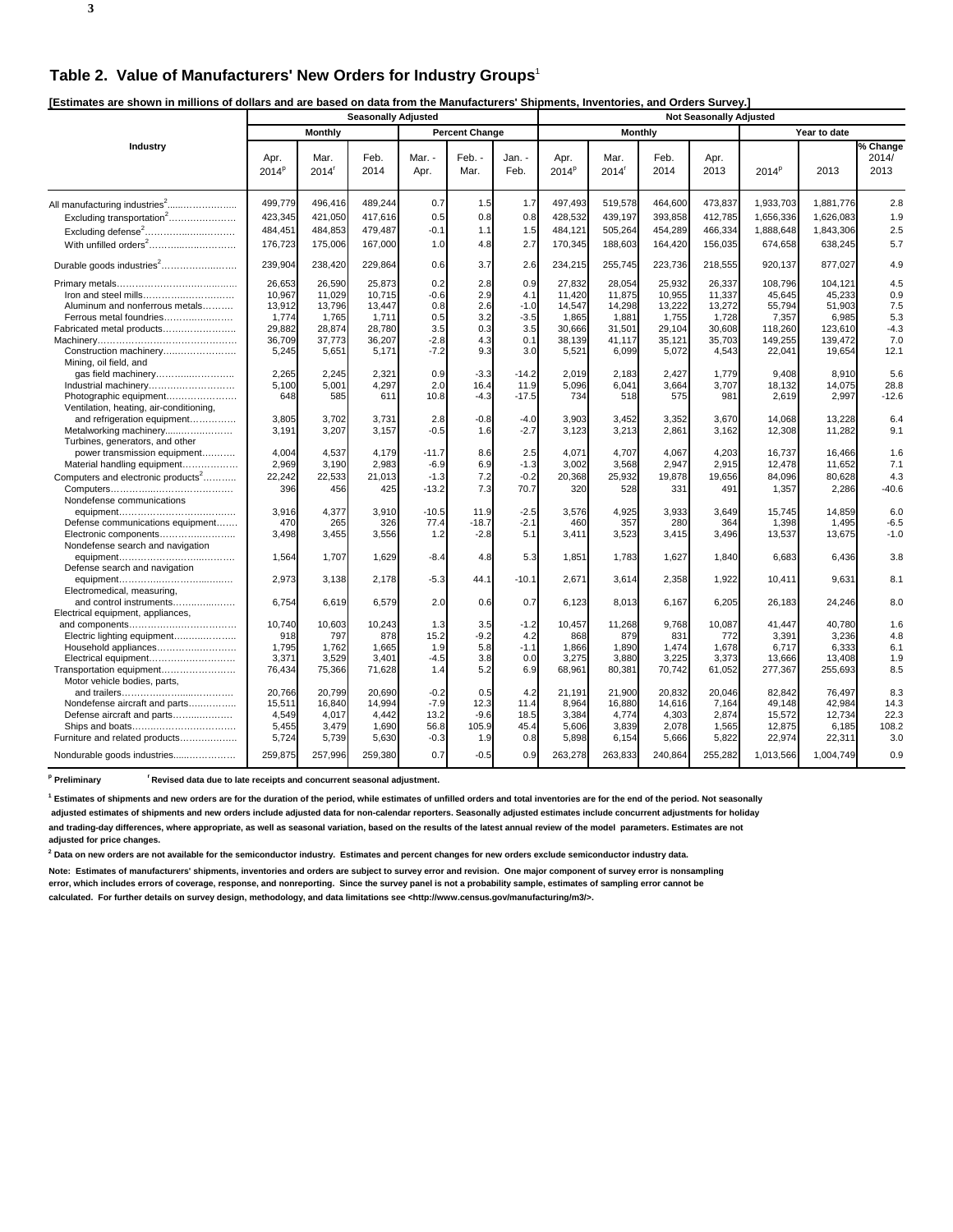## Table 2. Value of Manufacturers' New Orders for Industry Groups[1]

**[Estimates are shown in millions of dollars and are based on data from the Manufacturers' Shipments, Inventories, and Orders Survey.]**

| Industry | Seasonally Adjusted | | | | | | Not Seasonally Adjusted | | | | | | |
|---|---|---|---|---|---|---|---|---|---|---|---|---|---|
| | Monthly | | | Percent Change | | | Monthly | | | | Year to date | | |
| | Apr. 2014[p] | Mar. 2014[r] | Feb. 2014 | Mar. - Apr. | Feb. - Mar. | Jan. - Feb. | Apr. 2014[p] | Mar. 2014[r] | Feb. 2014 | Apr. 2013 | 2014[p] | 2013 | % Change 2014/ 2013 |
| All manufacturing industries[2] | 499,779 | 496,416 | 489,244 | 0.7 | 1.5 | 1.7 | 497,493 | 519,578 | 464,600 | 473,837 | 1,933,703 | 1,881,776 | 2.8 |
| Excluding transportation[2] | 423,345 | 421,050 | 417,616 | 0.5 | 0.8 | 0.8 | 428,532 | 439,197 | 393,858 | 412,785 | 1,656,336 | 1,626,083 | 1.9 |
| Excluding defense[2] | 484,451 | 484,853 | 479,487 | -0.1 | 1.1 | 1.5 | 484,121 | 505,264 | 454,289 | 466,334 | 1,888,648 | 1,843,306 | 2.5 |
| With unfilled orders[2] | 176,723 | 175,006 | 167,000 | 1.0 | 4.8 | 2.7 | 170,345 | 188,603 | 164,420 | 156,035 | 674,658 | 638,245 | 5.7 |
| Durable goods industries[2] | 239,904 | 238,420 | 229,864 | 0.6 | 3.7 | 2.6 | 234,215 | 255,745 | 223,736 | 218,555 | 920,137 | 877,027 | 4.9 |
| Primary metals | 26,653 | 26,590 | 25,873 | 0.2 | 2.8 | 0.9 | 27,832 | 28,054 | 25,932 | 26,337 | 108,796 | 104,121 | 4.5 |
| Iron and steel mills | 10,967 | 11,029 | 10,715 | -0.6 | 2.9 | 4.1 | 11,420 | 11,875 | 10,955 | 11,337 | 45,645 | 45,233 | 0.9 |
| Aluminum and nonferrous metals | 13,912 | 13,796 | 13,447 | 0.8 | 2.6 | -1.0 | 14,547 | 14,298 | 13,222 | 13,272 | 55,794 | 51,903 | 7.5 |
| Ferrous metal foundries | 1,774 | 1,765 | 1,711 | 0.5 | 3.2 | -3.5 | 1,865 | 1,881 | 1,755 | 1,728 | 7,357 | 6,985 | 5.3 |
| Fabricated metal products | 29,882 | 28,874 | 28,780 | 3.5 | 0.3 | 3.5 | 30,666 | 31,501 | 29,104 | 30,608 | 118,260 | 123,610 | -4.3 |
| Machinery | 36,709 | 37,773 | 36,207 | -2.8 | 4.3 | 0.1 | 38,139 | 41,117 | 35,121 | 35,703 | 149,255 | 139,472 | 7.0 |
| Construction machinery | 5,245 | 5,651 | 5,171 | -7.2 | 9.3 | 3.0 | 5,521 | 6,099 | 5,072 | 4,543 | 22,041 | 19,654 | 12.1 |
| Mining, oil field, and gas field machinery | 2,265 | 2,245 | 2,321 | 0.9 | -3.3 | -14.2 | 2,019 | 2,183 | 2,427 | 1,779 | 9,408 | 8,910 | 5.6 |
| Industrial machinery | 5,100 | 5,001 | 4,297 | 2.0 | 16.4 | 11.9 | 5,096 | 6,041 | 3,664 | 3,707 | 18,132 | 14,075 | 28.8 |
| Photographic equipment | 648 | 585 | 611 | 10.8 | -4.3 | -17.5 | 734 | 518 | 575 | 981 | 2,619 | 2,997 | -12.6 |
| Ventilation, heating, air-conditioning, and refrigeration equipment | 3,805 | 3,702 | 3,731 | 2.8 | -0.8 | -4.0 | 3,903 | 3,452 | 3,352 | 3,670 | 14,068 | 13,228 | 6.4 |
| Metalworking machinery | 3,191 | 3,207 | 3,157 | -0.5 | 1.6 | -2.7 | 3,123 | 3,213 | 2,861 | 3,162 | 12,308 | 11,282 | 9.1 |
| Turbines, generators, and other power transmission equipment | 4,004 | 4,537 | 4,179 | -11.7 | 8.6 | 2.5 | 4,071 | 4,707 | 4,067 | 4,203 | 16,737 | 16,466 | 1.6 |
| Material handling equipment | 2,969 | 3,190 | 2,983 | -6.9 | 6.9 | -1.3 | 3,002 | 3,568 | 2,947 | 2,915 | 12,478 | 11,652 | 7.1 |
| Computers and electronic products[2] | 22,242 | 22,533 | 21,013 | -1.3 | 7.2 | -0.2 | 20,368 | 25,932 | 19,878 | 19,656 | 84,096 | 80,628 | 4.3 |
| Computers | 396 | 456 | 425 | -13.2 | 7.3 | 70.7 | 320 | 528 | 331 | 491 | 1,357 | 2,286 | -40.6 |
| Nondefense communications equipment | 3,916 | 4,377 | 3,910 | -10.5 | 11.9 | -2.5 | 3,576 | 4,925 | 3,933 | 3,649 | 15,745 | 14,859 | 6.0 |
| Defense communications equipment | 470 | 265 | 326 | 77.4 | -18.7 | -2.1 | 460 | 357 | 280 | 364 | 1,398 | 1,495 | -6.5 |
| Electronic components | 3,498 | 3,455 | 3,556 | 1.2 | -2.8 | 5.1 | 3,411 | 3,523 | 3,415 | 3,496 | 13,537 | 13,675 | -1.0 |
| Nondefense search and navigation equipment | 1,564 | 1,707 | 1,629 | -8.4 | 4.8 | 5.3 | 1,851 | 1,783 | 1,627 | 1,840 | 6,683 | 6,436 | 3.8 |
| Defense search and navigation equipment | 2,973 | 3,138 | 2,178 | -5.3 | 44.1 | -10.1 | 2,671 | 3,614 | 2,358 | 1,922 | 10,411 | 9,631 | 8.1 |
| Electromedical, measuring, and control instruments | 6,754 | 6,619 | 6,579 | 2.0 | 0.6 | 0.7 | 6,123 | 8,013 | 6,167 | 6,205 | 26,183 | 24,246 | 8.0 |
| Electrical equipment, appliances, and components | 10,740 | 10,603 | 10,243 | 1.3 | 3.5 | -1.2 | 10,457 | 11,268 | 9,768 | 10,087 | 41,447 | 40,780 | 1.6 |
| Electric lighting equipment | 918 | 797 | 878 | 15.2 | -9.2 | 4.2 | 868 | 879 | 831 | 772 | 3,391 | 3,236 | 4.8 |
| Household appliances | 1,795 | 1,762 | 1,665 | 1.9 | 5.8 | -1.1 | 1,866 | 1,890 | 1,474 | 1,678 | 6,717 | 6,333 | 6.1 |
| Electrical equipment | 3,371 | 3,529 | 3,401 | -4.5 | 3.8 | 0.0 | 3,275 | 3,880 | 3,225 | 3,373 | 13,666 | 13,408 | 1.9 |
| Transportation equipment | 76,434 | 75,366 | 71,628 | 1.4 | 5.2 | 6.9 | 68,961 | 80,381 | 70,742 | 61,052 | 277,367 | 255,693 | 8.5 |
| Motor vehicle bodies, parts, and trailers | 20,766 | 20,799 | 20,690 | -0.2 | 0.5 | 4.2 | 21,191 | 21,900 | 20,832 | 20,046 | 82,842 | 76,497 | 8.3 |
| Nondefense aircraft and parts | 15,511 | 16,840 | 14,994 | -7.9 | 12.3 | 11.4 | 8,964 | 16,880 | 14,616 | 7,164 | 49,148 | 42,984 | 14.3 |
| Defense aircraft and parts | 4,549 | 4,017 | 4,442 | 13.2 | -9.6 | 18.5 | 3,384 | 4,774 | 4,303 | 2,874 | 15,572 | 12,734 | 22.3 |
| Ships and boats | 5,455 | 3,479 | 1,690 | 56.8 | 105.9 | 45.4 | 5,606 | 3,839 | 2,078 | 1,565 | 12,875 | 6,185 | 108.2 |
| Furniture and related products | 5,724 | 5,739 | 5,630 | -0.3 | 1.9 | 0.8 | 5,898 | 6,154 | 5,666 | 5,822 | 22,974 | 22,311 | 3.0 |
| Nondurable goods industries | 259,875 | 257,996 | 259,380 | 0.7 | -0.5 | 0.9 | 263,278 | 263,833 | 240,864 | 255,282 | 1,013,566 | 1,004,749 | 0.9 |

[p] Preliminary [r] Revised data due to late receipts and concurrent seasonal adjustment.

[1] Estimates of shipments and new orders are for the duration of the period, while estimates of unfilled orders and total inventories are for the end of the period. Not seasonally adjusted estimates of shipments and new orders include adjusted data for non-calendar reporters. Seasonally adjusted estimates include concurrent adjustments for holiday and trading-day differences, where appropriate, as well as seasonal variation, based on the results of the latest annual review of the model parameters. Estimates are not adjusted for price changes.

[2] Data on new orders are not available for the semiconductor industry. Estimates and percent changes for new orders exclude semiconductor industry data.

Note: Estimates of manufacturers' shipments, inventories and orders are subject to survey error and revision. One major component of survey error is nonsampling error, which includes errors of coverage, response, and nonreporting. Since the survey panel is not a probability sample, estimates of sampling error cannot be calculated. For further details on survey design, methodology, and data limitations see <http://www.census.gov/manufacturing/m3/>.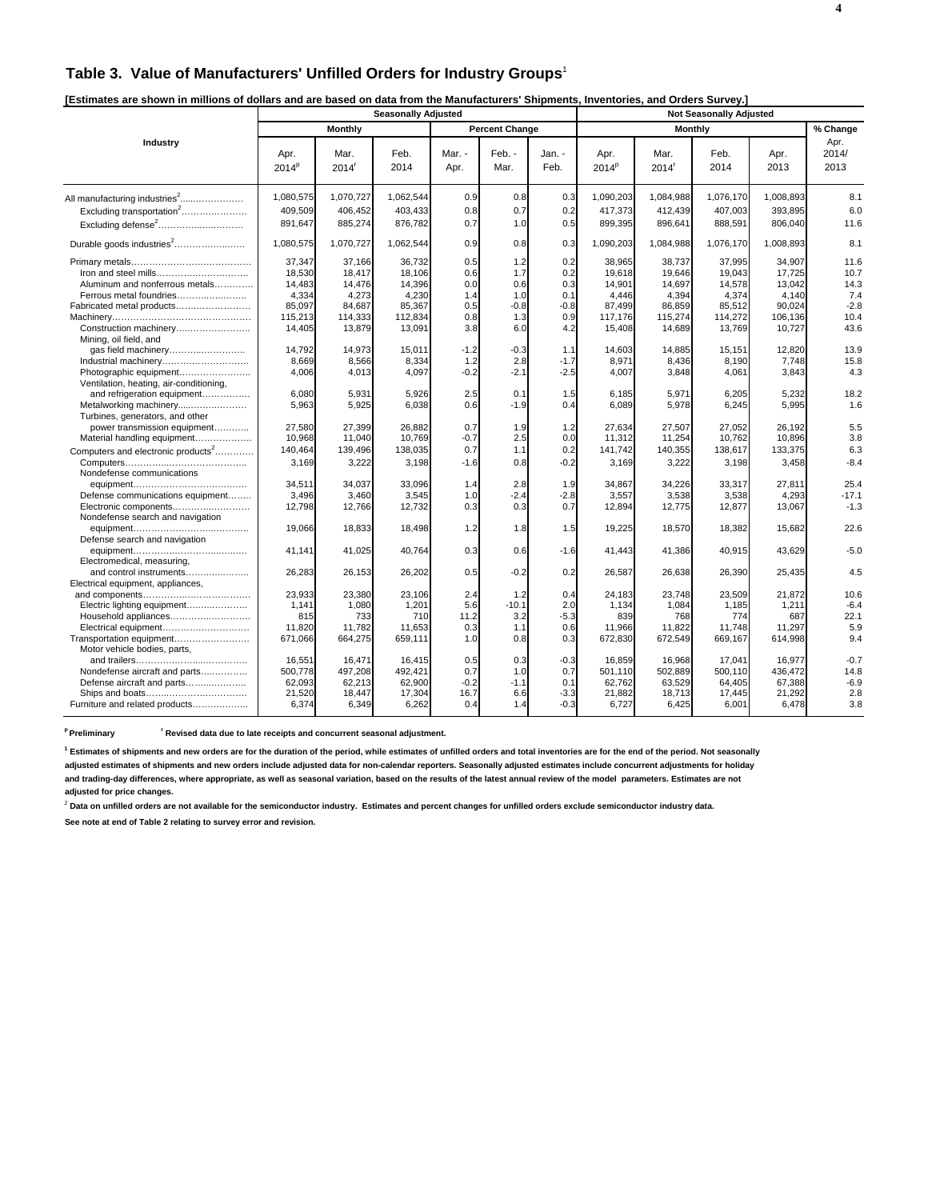## Table 3. Value of Manufacturers' Unfilled Orders for Industry Groups[1]

**[Estimates are shown in millions of dollars and are based on data from the Manufacturers' Shipments, Inventories, and Orders Survey.]**

| Industry | Seasonally Adjusted | | | | | | Not Seasonally Adjusted | | | | |
|---|---|---|---|---|---|---|---|---|---|---|---|
| | Monthly | | | Percent Change | | | Monthly | | | | % Change |
| | Apr. 2014[p] | Mar. 2014[r] | Feb. 2014 | Mar. - Apr. | Feb. - Mar. | Jan. - Feb. | Apr. 2014[p] | Mar. 2014[r] | Feb. 2014 | Apr. 2013 | Apr. 2014/ 2013 |
| All manufacturing industries[2] | 1,080,575 | 1,070,727 | 1,062,544 | 0.9 | 0.8 | 0.3 | 1,090,203 | 1,084,988 | 1,076,170 | 1,008,893 | 8.1 |
| Excluding transportation[2] | 409,509 | 406,452 | 403,433 | 0.8 | 0.7 | 0.2 | 417,373 | 412,439 | 407,003 | 393,895 | 6.0 |
| Excluding defense[2] | 891,647 | 885,274 | 876,782 | 0.7 | 1.0 | 0.5 | 899,395 | 896,641 | 888,591 | 806,040 | 11.6 |
| Durable goods industries[2] | 1,080,575 | 1,070,727 | 1,062,544 | 0.9 | 0.8 | 0.3 | 1,090,203 | 1,084,988 | 1,076,170 | 1,008,893 | 8.1 |
| Primary metals | 37,347 | 37,166 | 36,732 | 0.5 | 1.2 | 0.2 | 38,965 | 38,737 | 37,995 | 34,907 | 11.6 |
| Iron and steel mills | 18,530 | 18,417 | 18,106 | 0.6 | 1.7 | 0.2 | 19,618 | 19,646 | 19,043 | 17,725 | 10.7 |
| Aluminum and nonferrous metals | 14,483 | 14,476 | 14,396 | 0.0 | 0.6 | 0.3 | 14,901 | 14,697 | 14,578 | 13,042 | 14.3 |
| Ferrous metal foundries | 4,334 | 4,273 | 4,230 | 1.4 | 1.0 | 0.1 | 4,446 | 4,394 | 4,374 | 4,140 | 7.4 |
| Fabricated metal products | 85,097 | 84,687 | 85,367 | 0.5 | -0.8 | -0.8 | 87,499 | 86,859 | 85,512 | 90,024 | -2.8 |
| Machinery | 115,213 | 114,333 | 112,834 | 0.8 | 1.3 | 0.9 | 117,176 | 115,274 | 114,272 | 106,136 | 10.4 |
| Construction machinery | 14,405 | 13,879 | 13,091 | 3.8 | 6.0 | 4.2 | 15,408 | 14,689 | 13,769 | 10,727 | 43.6 |
| Mining, oil field, and gas field machinery | 14,792 | 14,973 | 15,011 | -1.2 | -0.3 | 1.1 | 14,603 | 14,885 | 15,151 | 12,820 | 13.9 |
| Industrial machinery | 8,669 | 8,566 | 8,334 | 1.2 | 2.8 | -1.7 | 8,971 | 8,436 | 8,190 | 7,748 | 15.8 |
| Photographic equipment | 4,006 | 4,013 | 4,097 | -0.2 | -2.1 | -2.5 | 4,007 | 3,848 | 4,061 | 3,843 | 4.3 |
| Ventilation, heating, air-conditioning, and refrigeration equipment | 6,080 | 5,931 | 5,926 | 2.5 | 0.1 | 1.5 | 6,185 | 5,971 | 6,205 | 5,232 | 18.2 |
| Metalworking machinery | 5,963 | 5,925 | 6,038 | 0.6 | -1.9 | 0.4 | 6,089 | 5,978 | 6,245 | 5,995 | 1.6 |
| Turbines, generators, and other power transmission equipment | 27,580 | 27,399 | 26,882 | 0.7 | 1.9 | 1.2 | 27,634 | 27,507 | 27,052 | 26,192 | 5.5 |
| Material handling equipment | 10,968 | 11,040 | 10,769 | -0.7 | 2.5 | 0.0 | 11,312 | 11,254 | 10,762 | 10,896 | 3.8 |
| Computers and electronic products[2] | 140,464 | 139,496 | 138,035 | 0.7 | 1.1 | 0.2 | 141,742 | 140,355 | 138,617 | 133,375 | 6.3 |
| Computers | 3,169 | 3,222 | 3,198 | -1.6 | 0.8 | -0.2 | 3,169 | 3,222 | 3,198 | 3,458 | -8.4 |
| Nondefense communications equipment | 34,511 | 34,037 | 33,096 | 1.4 | 2.8 | 1.9 | 34,867 | 34,226 | 33,317 | 27,811 | 25.4 |
| Defense communications equipment | 3,496 | 3,460 | 3,545 | 1.0 | -2.4 | -2.8 | 3,557 | 3,538 | 3,538 | 4,293 | -17.1 |
| Electronic components | 12,798 | 12,766 | 12,732 | 0.3 | 0.3 | 0.7 | 12,894 | 12,775 | 12,877 | 13,067 | -1.3 |
| Nondefense search and navigation equipment | 19,066 | 18,833 | 18,498 | 1.2 | 1.8 | 1.5 | 19,225 | 18,570 | 18,382 | 15,682 | 22.6 |
| Defense search and navigation equipment | 41,141 | 41,025 | 40,764 | 0.3 | 0.6 | -1.6 | 41,443 | 41,386 | 40,915 | 43,629 | -5.0 |
| Electromedical, measuring, and control instruments | 26,283 | 26,153 | 26,202 | 0.5 | -0.2 | 0.2 | 26,587 | 26,638 | 26,390 | 25,435 | 4.5 |
| Electrical equipment, appliances, and components | 23,933 | 23,380 | 23,106 | 2.4 | 1.2 | 0.4 | 24,183 | 23,748 | 23,509 | 21,872 | 10.6 |
| Electric lighting equipment | 1,141 | 1,080 | 1,201 | 5.6 | -10.1 | 2.0 | 1,134 | 1,084 | 1,185 | 1,211 | -6.4 |
| Household appliances | 815 | 733 | 710 | 11.2 | 3.2 | -5.3 | 839 | 768 | 774 | 687 | 22.1 |
| Electrical equipment | 11,820 | 11,782 | 11,653 | 0.3 | 1.1 | 0.6 | 11,966 | 11,822 | 11,748 | 11,297 | 5.9 |
| Transportation equipment | 671,066 | 664,275 | 659,111 | 1.0 | 0.8 | 0.3 | 672,830 | 672,549 | 669,167 | 614,998 | 9.4 |
| Motor vehicle bodies, parts, and trailers | 16,551 | 16,471 | 16,415 | 0.5 | 0.3 | -0.3 | 16,859 | 16,968 | 17,041 | 16,977 | -0.7 |
| Nondefense aircraft and parts | 500,778 | 497,208 | 492,421 | 0.7 | 1.0 | 0.7 | 501,110 | 502,889 | 500,110 | 436,472 | 14.8 |
| Defense aircraft and parts | 62,093 | 62,213 | 62,900 | -0.2 | -1.1 | 0.1 | 62,762 | 63,529 | 64,405 | 67,388 | -6.9 |
| Ships and boats | 21,520 | 18,447 | 17,304 | 16.7 | 6.6 | -3.3 | 21,882 | 18,713 | 17,445 | 21,292 | 2.8 |
| Furniture and related products | 6,374 | 6,349 | 6,262 | 0.4 | 1.4 | -0.3 | 6,727 | 6,425 | 6,001 | 6,478 | 3.8 |

**[p] Preliminary** **[r] Revised data due to late receipts and concurrent seasonal adjustment.**

**[1] Estimates of shipments and new orders are for the duration of the period, while estimates of unfilled orders and total inventories are for the end of the period. Not seasonally adjusted estimates of shipments and new orders include adjusted data for non-calendar reporters. Seasonally adjusted estimates include concurrent adjustments for holiday and trading-day differences, where appropriate, as well as seasonal variation, based on the results of the latest annual review of the model parameters. Estimates are not adjusted for price changes.**

**[2] Data on unfilled orders are not available for the semiconductor industry. Estimates and percent changes for unfilled orders exclude semiconductor industry data.**

**See note at end of Table 2 relating to survey error and revision.**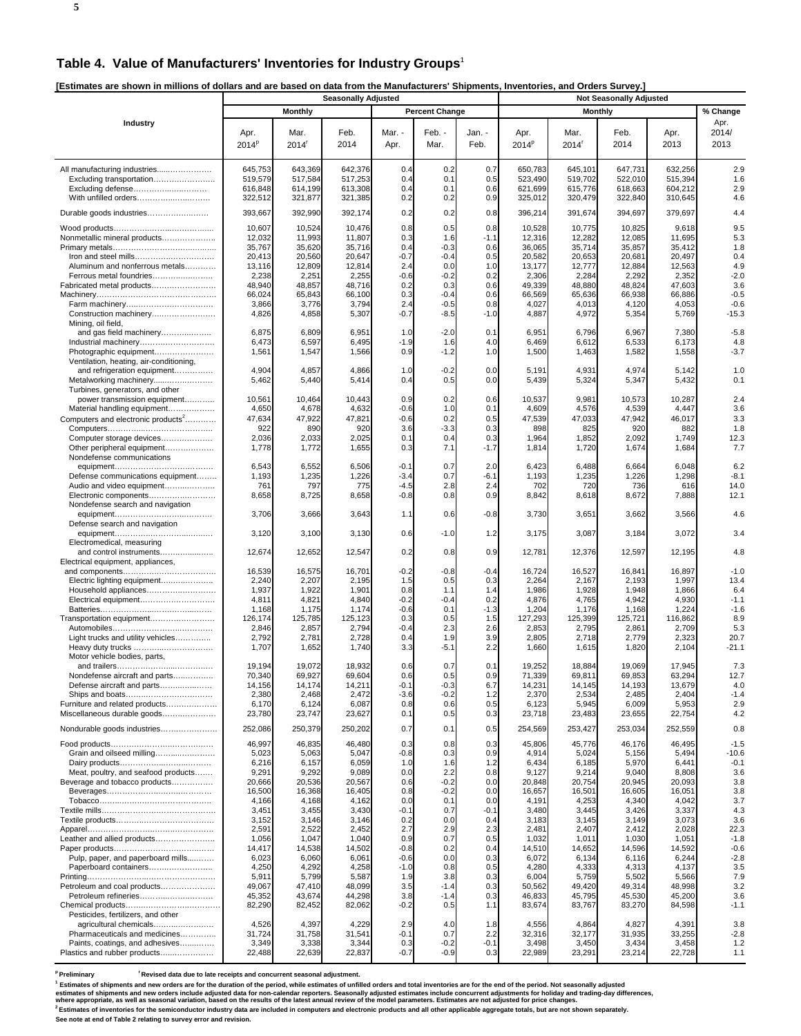## Table 4. Value of Manufacturers' Inventories for Industry Groups[1]

**[Estimates are shown in millions of dollars and are based on data from the Manufacturers' Shipments, Inventories, and Orders Survey.]**

| Industry | Seasonally Adjusted | | | | | | Not Seasonally Adjusted | | | | |
|---|---|---|---|---|---|---|---|---|---|---|---|
| | Monthly | | | Percent Change | | | Monthly | | | | % Change |
| | Apr. 2014[p] | Mar. 2014[r] | Feb. 2014 | Mar. - Apr. | Feb. - Mar. | Jan. - Feb. | Apr. 2014[p] | Mar. 2014[r] | Feb. 2014 | Apr. 2013 | Apr. 2014/ 2013 |
| All manufacturing industries | 645,753 | 643,369 | 642,376 | 0.4 | 0.2 | 0.7 | 650,783 | 645,101 | 647,731 | 632,256 | 2.9 |
| Excluding transportation | 519,579 | 517,584 | 517,253 | 0.4 | 0.1 | 0.5 | 523,490 | 519,702 | 522,010 | 515,394 | 1.6 |
| Excluding defense | 616,848 | 614,199 | 613,308 | 0.4 | 0.1 | 0.6 | 621,699 | 615,776 | 618,663 | 604,212 | 2.9 |
| With unfilled orders | 322,512 | 321,877 | 321,385 | 0.2 | 0.2 | 0.9 | 325,012 | 320,479 | 322,840 | 310,645 | 4.6 |
| Durable goods industries | 393,667 | 392,990 | 392,174 | 0.2 | 0.2 | 0.8 | 396,214 | 391,674 | 394,697 | 379,697 | 4.4 |
| Wood products | 10,607 | 10,524 | 10,476 | 0.8 | 0.5 | 0.8 | 10,528 | 10,775 | 10,825 | 9,618 | 9.5 |
| Nonmetallic mineral products | 12,032 | 11,993 | 11,807 | 0.3 | 1.6 | -1.1 | 12,316 | 12,282 | 12,085 | 11,695 | 5.3 |
| Primary metals | 35,767 | 35,620 | 35,716 | 0.4 | -0.3 | 0.6 | 36,065 | 35,714 | 35,857 | 35,412 | 1.8 |
| Iron and steel mills | 20,413 | 20,560 | 20,647 | -0.7 | -0.4 | 0.5 | 20,582 | 20,653 | 20,681 | 20,497 | 0.4 |
| Aluminum and nonferrous metals | 13,116 | 12,809 | 12,814 | 2.4 | 0.0 | 1.0 | 13,177 | 12,777 | 12,884 | 12,563 | 4.9 |
| Ferrous metal foundries | 2,238 | 2,251 | 2,255 | -0.6 | -0.2 | 0.2 | 2,306 | 2,284 | 2,292 | 2,352 | -2.0 |
| Fabricated metal products | 48,940 | 48,857 | 48,716 | 0.2 | 0.3 | 0.6 | 49,339 | 48,880 | 48,824 | 47,603 | 3.6 |
| Machinery | 66,024 | 65,843 | 66,100 | 0.3 | -0.4 | 0.6 | 66,569 | 65,636 | 66,938 | 66,886 | -0.5 |
| Farm machinery | 3,866 | 3,776 | 3,794 | 2.4 | -0.5 | 0.8 | 4,027 | 4,013 | 4,120 | 4,053 | -0.6 |
| Construction machinery | 4,826 | 4,858 | 5,307 | -0.7 | -8.5 | -1.0 | 4,887 | 4,972 | 5,354 | 5,769 | -15.3 |
| Mining, oil field, and gas field machinery | 6,875 | 6,809 | 6,951 | 1.0 | -2.0 | 0.1 | 6,951 | 6,796 | 6,967 | 7,380 | -5.8 |
| Industrial machinery | 6,473 | 6,597 | 6,495 | -1.9 | 1.6 | 4.0 | 6,469 | 6,612 | 6,533 | 6,173 | 4.8 |
| Photographic equipment | 1,561 | 1,547 | 1,566 | 0.9 | -1.2 | 1.0 | 1,500 | 1,463 | 1,582 | 1,558 | -3.7 |
| Ventilation, heating, air-conditioning, and refrigeration equipment | 4,904 | 4,857 | 4,866 | 1.0 | -0.2 | 0.0 | 5,191 | 4,931 | 4,974 | 5,142 | 1.0 |
| Metalworking machinery | 5,462 | 5,440 | 5,414 | 0.4 | 0.5 | 0.0 | 5,439 | 5,324 | 5,347 | 5,432 | 0.1 |
| Turbines, generators, and other power transmission equipment | 10,561 | 10,464 | 10,443 | 0.9 | 0.2 | 0.6 | 10,537 | 9,981 | 10,573 | 10,287 | 2.4 |
| Material handling equipment | 4,650 | 4,678 | 4,632 | -0.6 | 1.0 | 0.1 | 4,609 | 4,576 | 4,539 | 4,447 | 3.6 |
| Computers and electronic products[2] | 47,634 | 47,922 | 47,821 | -0.6 | 0.2 | 0.5 | 47,539 | 47,033 | 47,942 | 46,017 | 3.3 |
| Computers | 922 | 890 | 920 | 3.6 | -3.3 | 0.3 | 898 | 825 | 920 | 882 | 1.8 |
| Computer storage devices | 2,036 | 2,033 | 2,025 | 0.1 | 0.4 | 0.3 | 1,964 | 1,852 | 2,092 | 1,749 | 12.3 |
| Other peripheral equipment | 1,778 | 1,772 | 1,655 | 0.3 | 7.1 | -1.7 | 1,814 | 1,720 | 1,674 | 1,684 | 7.7 |
| Nondefense communications equipment | 6,543 | 6,552 | 6,506 | -0.1 | 0.7 | 2.0 | 6,423 | 6,488 | 6,664 | 6,048 | 6.2 |
| Defense communications equipment | 1,193 | 1,235 | 1,226 | -3.4 | 0.7 | -6.1 | 1,193 | 1,235 | 1,226 | 1,298 | -8.1 |
| Audio and video equipment | 761 | 797 | 775 | -4.5 | 2.8 | 2.4 | 702 | 720 | 736 | 616 | 14.0 |
| Electronic components | 8,658 | 8,725 | 8,658 | -0.8 | 0.8 | 0.9 | 8,842 | 8,618 | 8,672 | 7,888 | 12.1 |
| Nondefense search and navigation equipment | 3,706 | 3,666 | 3,643 | 1.1 | 0.6 | -0.8 | 3,730 | 3,651 | 3,662 | 3,566 | 4.6 |
| Defense search and navigation equipment | 3,120 | 3,100 | 3,130 | 0.6 | -1.0 | 1.2 | 3,175 | 3,087 | 3,184 | 3,072 | 3.4 |
| Electromedical, measuring and control instruments | 12,674 | 12,652 | 12,547 | 0.2 | 0.8 | 0.9 | 12,781 | 12,376 | 12,597 | 12,195 | 4.8 |
| Electrical equipment, appliances, and components | 16,539 | 16,575 | 16,701 | -0.2 | -0.8 | -0.4 | 16,724 | 16,527 | 16,841 | 16,897 | -1.0 |
| Electric lighting equipment | 2,240 | 2,207 | 2,195 | 1.5 | 0.5 | 0.3 | 2,264 | 2,167 | 2,193 | 1,997 | 13.4 |
| Household appliances | 1,937 | 1,922 | 1,901 | 0.8 | 1.1 | 1.4 | 1,986 | 1,928 | 1,948 | 1,866 | 6.4 |
| Electrical equipment | 4,811 | 4,821 | 4,840 | -0.2 | -0.4 | 0.2 | 4,876 | 4,765 | 4,942 | 4,930 | -1.1 |
| Batteries | 1,168 | 1,175 | 1,174 | -0.6 | 0.1 | -1.3 | 1,204 | 1,176 | 1,168 | 1,224 | -1.6 |
| Transportation equipment | 126,174 | 125,785 | 125,123 | 0.3 | 0.5 | 1.5 | 127,293 | 125,399 | 125,721 | 116,862 | 8.9 |
| Automobiles | 2,846 | 2,857 | 2,794 | -0.4 | 2.3 | 2.6 | 2,853 | 2,795 | 2,861 | 2,709 | 5.3 |
| Light trucks and utility vehicles | 2,792 | 2,781 | 2,728 | 0.4 | 1.9 | 3.9 | 2,805 | 2,718 | 2,779 | 2,323 | 20.7 |
| Heavy duty trucks | 1,707 | 1,652 | 1,740 | 3.3 | -5.1 | 2.2 | 1,660 | 1,615 | 1,820 | 2,104 | -21.1 |
| Motor vehicle bodies, parts, and trailers | 19,194 | 19,072 | 18,932 | 0.6 | 0.7 | 0.1 | 19,252 | 18,884 | 19,069 | 17,945 | 7.3 |
| Nondefense aircraft and parts | 70,340 | 69,927 | 69,604 | 0.6 | 0.5 | 0.9 | 71,339 | 69,811 | 69,853 | 63,294 | 12.7 |
| Defense aircraft and parts | 14,156 | 14,174 | 14,211 | -0.1 | -0.3 | 6.7 | 14,231 | 14,145 | 14,193 | 13,679 | 4.0 |
| Ships and boats | 2,380 | 2,468 | 2,472 | -3.6 | -0.2 | 1.2 | 2,370 | 2,534 | 2,485 | 2,404 | -1.4 |
| Furniture and related products | 6,170 | 6,124 | 6,087 | 0.8 | 0.6 | 0.5 | 6,123 | 5,945 | 6,009 | 5,953 | 2.9 |
| Miscellaneous durable goods | 23,780 | 23,747 | 23,627 | 0.1 | 0.5 | 0.3 | 23,718 | 23,483 | 23,655 | 22,754 | 4.2 |
| Nondurable goods industries | 252,086 | 250,379 | 250,202 | 0.7 | 0.1 | 0.5 | 254,569 | 253,427 | 253,034 | 252,559 | 0.8 |
| Food products | 46,997 | 46,835 | 46,480 | 0.3 | 0.8 | 0.3 | 45,806 | 45,776 | 46,176 | 46,495 | -1.5 |
| Grain and oilseed milling | 5,023 | 5,063 | 5,047 | -0.8 | 0.3 | 0.9 | 4,914 | 5,024 | 5,156 | 5,494 | -10.6 |
| Dairy products | 6,216 | 6,157 | 6,059 | 1.0 | 1.6 | 1.2 | 6,434 | 6,185 | 5,970 | 6,441 | -0.1 |
| Meat, poultry, and seafood products | 9,291 | 9,292 | 9,089 | 0.0 | 2.2 | 0.8 | 9,127 | 9,214 | 9,040 | 8,808 | 3.6 |
| Beverage and tobacco products | 20,666 | 20,536 | 20,567 | 0.6 | -0.2 | 0.0 | 20,848 | 20,754 | 20,945 | 20,093 | 3.8 |
| Beverages | 16,500 | 16,368 | 16,405 | 0.8 | -0.2 | 0.0 | 16,657 | 16,501 | 16,605 | 16,051 | 3.8 |
| Tobacco | 4,166 | 4,168 | 4,162 | 0.0 | 0.1 | 0.0 | 4,191 | 4,253 | 4,340 | 4,042 | 3.7 |
| Textile mills | 3,451 | 3,455 | 3,430 | -0.1 | 0.7 | -0.1 | 3,480 | 3,445 | 3,426 | 3,337 | 4.3 |
| Textile products | 3,152 | 3,146 | 3,146 | 0.2 | 0.0 | 0.4 | 3,183 | 3,145 | 3,149 | 3,073 | 3.6 |
| Apparel | 2,591 | 2,522 | 2,452 | 2.7 | 2.9 | 2.3 | 2,481 | 2,407 | 2,412 | 2,028 | 22.3 |
| Leather and allied products | 1,056 | 1,047 | 1,040 | 0.9 | 0.7 | 0.5 | 1,032 | 1,011 | 1,030 | 1,051 | -1.8 |
| Paper products | 14,417 | 14,538 | 14,502 | -0.8 | 0.2 | 0.4 | 14,510 | 14,652 | 14,596 | 14,592 | -0.6 |
| Pulp, paper, and paperboard mills | 6,023 | 6,060 | 6,061 | -0.6 | 0.0 | 0.3 | 6,072 | 6,134 | 6,116 | 6,244 | -2.8 |
| Paperboard containers | 4,250 | 4,292 | 4,258 | -1.0 | 0.8 | 0.5 | 4,280 | 4,333 | 4,313 | 4,137 | 3.5 |
| Printing | 5,911 | 5,799 | 5,587 | 1.9 | 3.8 | 0.3 | 6,004 | 5,759 | 5,502 | 5,566 | 7.9 |
| Petroleum and coal products | 49,067 | 47,410 | 48,099 | 3.5 | -1.4 | 0.3 | 50,562 | 49,420 | 49,314 | 48,998 | 3.2 |
| Petroleum refineries | 45,352 | 43,674 | 44,298 | 3.8 | -1.4 | 0.3 | 46,833 | 45,795 | 45,530 | 45,200 | 3.6 |
| Chemical products | 82,290 | 82,452 | 82,062 | -0.2 | 0.5 | 1.1 | 83,674 | 83,767 | 83,270 | 84,598 | -1.1 |
| Pesticides, fertilizers, and other agricultural chemicals | 4,526 | 4,397 | 4,229 | 2.9 | 4.0 | 1.8 | 4,556 | 4,864 | 4,827 | 4,391 | 3.8 |
| Pharmaceuticals and medicines | 31,724 | 31,758 | 31,541 | -0.1 | 0.7 | 2.2 | 32,316 | 32,177 | 31,935 | 33,255 | -2.8 |
| Paints, coatings, and adhesives | 3,349 | 3,338 | 3,344 | 0.3 | -0.2 | -0.1 | 3,498 | 3,450 | 3,434 | 3,458 | 1.2 |
| Plastics and rubber products | 22,488 | 22,639 | 22,837 | -0.7 | -0.9 | 0.3 | 22,989 | 23,291 | 23,214 | 22,728 | 1.1 |

[p] Preliminary [r] Revised data due to late receipts and concurrent seasonal adjustment.

[1] Estimates of shipments and new orders are for the duration of the period, while estimates of unfilled orders and total inventories are for the end of the period. Not seasonally adjusted estimates of shipments and new orders include adjusted data for non-calendar reporters. Seasonally adjusted estimates include concurrent adjustments for holiday and trading-day differences, where appropriate, as well as seasonal variation, based on the results of the latest annual review of the model parameters. Estimates are not adjusted for price changes.

[2] Estimates of inventories for the semiconductor industry data are included in computers and electronic products and all other applicable aggregate totals, but are not shown separately.

See note at end of Table 2 relating to survey error and revision.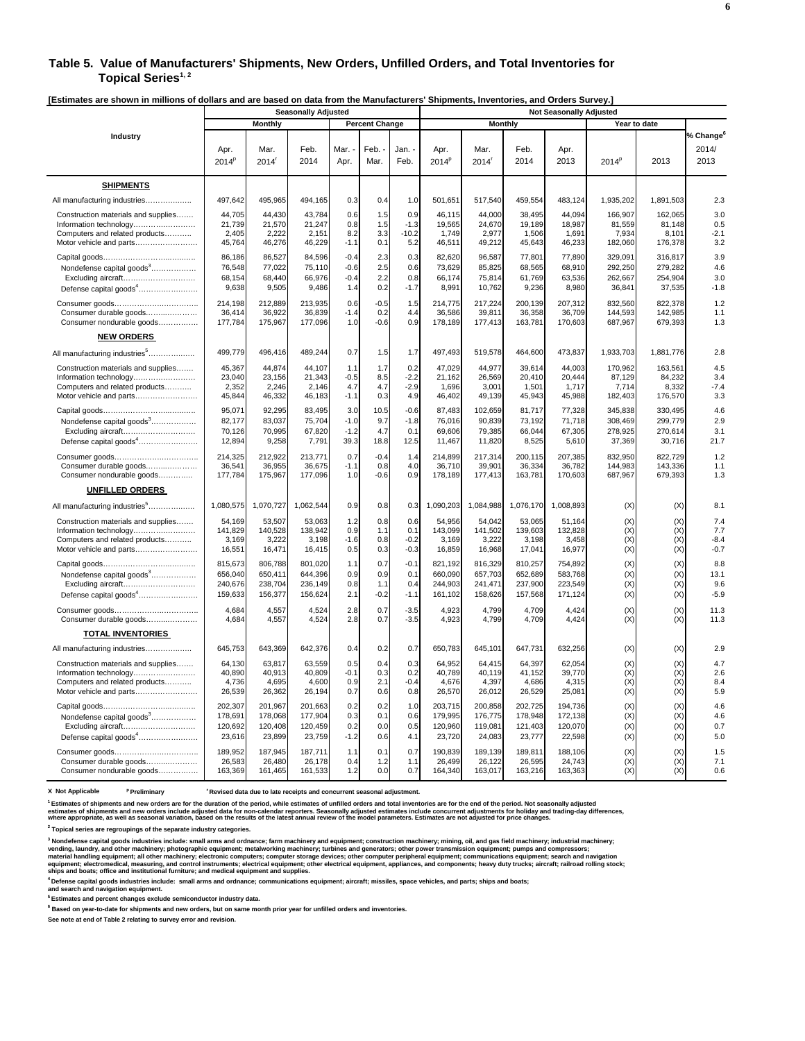## Table 5. Value of Manufacturers' Shipments, New Orders, Unfilled Orders, and Total Inventories for Topical Series[1, 2]

[Estimates are shown in millions of dollars and are based on data from the Manufacturers' Shipments, Inventories, and Orders Survey.]

| Industry | Seasonally Adjusted | | | | | | Not Seasonally Adjusted | | | | | | |
|---|---|---|---|---|---|---|---|---|---|---|---|---|---|
| | Monthly | | | Percent Change | | | Monthly | | | | Year to date | | |
| | Apr. 2014[p] | Mar. 2014[r] | Feb. 2014 | Mar. - Apr. | Feb. - Mar. | Jan. - Feb. | Apr. 2014[p] | Mar. 2014[r] | Feb. 2014 | Apr. 2013 | 2014[p] | 2013 | % Change[6] 2014/ 2013 |
| **SHIPMENTS** | | | | | | | | | | | | | |
| All manufacturing industries | 497,642 | 495,965 | 494,165 | 0.3 | 0.4 | 1.0 | 501,651 | 517,540 | 459,554 | 483,124 | 1,935,202 | 1,891,503 | 2.3 |
| Construction materials and supplies | 44,705 | 44,430 | 43,784 | 0.6 | 1.5 | 0.9 | 46,115 | 44,000 | 38,495 | 44,094 | 166,907 | 162,065 | 3.0 |
| Information technology | 21,739 | 21,570 | 21,247 | 0.8 | 1.5 | -1.3 | 19,565 | 24,670 | 19,189 | 18,987 | 81,559 | 81,148 | 0.5 |
| Computers and related products | 2,405 | 2,222 | 2,151 | 8.2 | 3.3 | -10.2 | 1,749 | 2,977 | 1,506 | 1,691 | 7,934 | 8,101 | -2.1 |
| Motor vehicle and parts | 45,764 | 46,276 | 46,229 | -1.1 | 0.1 | 5.2 | 46,511 | 49,212 | 45,643 | 46,233 | 182,060 | 176,378 | 3.2 |
| Capital goods | 86,186 | 86,527 | 84,596 | -0.4 | 2.3 | 0.3 | 82,620 | 96,587 | 77,801 | 77,890 | 329,091 | 316,817 | 3.9 |
| Nondefense capital goods[3] | 76,548 | 77,022 | 75,110 | -0.6 | 2.5 | 0.6 | 73,629 | 85,825 | 68,565 | 68,910 | 292,250 | 279,282 | 4.6 |
| Excluding aircraft | 68,154 | 68,440 | 66,976 | -0.4 | 2.2 | 0.8 | 66,174 | 75,814 | 61,769 | 63,536 | 262,667 | 254,904 | 3.0 |
| Defense capital goods[4] | 9,638 | 9,505 | 9,486 | 1.4 | 0.2 | -1.7 | 8,991 | 10,762 | 9,236 | 8,980 | 36,841 | 37,535 | -1.8 |
| Consumer goods | 214,198 | 212,889 | 213,935 | 0.6 | -0.5 | 1.5 | 214,775 | 217,224 | 200,139 | 207,312 | 832,560 | 822,378 | 1.2 |
| Consumer durable goods | 36,414 | 36,922 | 36,839 | -1.4 | 0.2 | 4.4 | 36,586 | 39,811 | 36,358 | 36,709 | 144,593 | 142,985 | 1.1 |
| Consumer nondurable goods | 177,784 | 175,967 | 177,096 | 1.0 | -0.6 | 0.9 | 178,189 | 177,413 | 163,781 | 170,603 | 687,967 | 679,393 | 1.3 |
| **NEW ORDERS** | | | | | | | | | | | | | |
| All manufacturing industries[5] | 499,779 | 496,416 | 489,244 | 0.7 | 1.5 | 1.7 | 497,493 | 519,578 | 464,600 | 473,837 | 1,933,703 | 1,881,776 | 2.8 |
| Construction materials and supplies | 45,367 | 44,874 | 44,107 | 1.1 | 1.7 | 0.2 | 47,029 | 44,977 | 39,614 | 44,003 | 170,962 | 163,561 | 4.5 |
| Information technology | 23,040 | 23,156 | 21,343 | -0.5 | 8.5 | -2.2 | 21,162 | 26,569 | 20,410 | 20,444 | 87,129 | 84,232 | 3.4 |
| Computers and related products | 2,352 | 2,246 | 2,146 | 4.7 | 4.7 | -2.9 | 1,696 | 3,001 | 1,501 | 1,717 | 7,714 | 8,332 | -7.4 |
| Motor vehicle and parts | 45,844 | 46,332 | 46,183 | -1.1 | 0.3 | 4.9 | 46,402 | 49,139 | 45,943 | 45,988 | 182,403 | 176,570 | 3.3 |
| Capital goods | 95,071 | 92,295 | 83,495 | 3.0 | 10.5 | -0.6 | 87,483 | 102,659 | 81,717 | 77,328 | 345,838 | 330,495 | 4.6 |
| Nondefense capital goods[3] | 82,177 | 83,037 | 75,704 | -1.0 | 9.7 | -1.8 | 76,016 | 90,839 | 73,192 | 71,718 | 308,469 | 299,779 | 2.9 |
| Excluding aircraft | 70,126 | 70,995 | 67,820 | -1.2 | 4.7 | 0.1 | 69,606 | 79,385 | 66,044 | 67,305 | 278,925 | 270,614 | 3.1 |
| Defense capital goods[4] | 12,894 | 9,258 | 7,791 | 39.3 | 18.8 | 12.5 | 11,467 | 11,820 | 8,525 | 5,610 | 37,369 | 30,716 | 21.7 |
| Consumer goods | 214,325 | 212,922 | 213,771 | 0.7 | -0.4 | 1.4 | 214,899 | 217,314 | 200,115 | 207,385 | 832,950 | 822,729 | 1.2 |
| Consumer durable goods | 36,541 | 36,955 | 36,675 | -1.1 | 0.8 | 4.0 | 36,710 | 39,901 | 36,334 | 36,782 | 144,983 | 143,336 | 1.1 |
| Consumer nondurable goods | 177,784 | 175,967 | 177,096 | 1.0 | -0.6 | 0.9 | 178,189 | 177,413 | 163,781 | 170,603 | 687,967 | 679,393 | 1.3 |
| **UNFILLED ORDERS** | | | | | | | | | | | | | |
| All manufacturing industries[5] | 1,080,575 | 1,070,727 | 1,062,544 | 0.9 | 0.8 | 0.3 | 1,090,203 | 1,084,988 | 1,076,170 | 1,008,893 | (X) | (X) | 8.1 |
| Construction materials and supplies | 54,169 | 53,507 | 53,063 | 1.2 | 0.8 | 0.6 | 54,956 | 54,042 | 53,065 | 51,164 | (X) | (X) | 7.4 |
| Information technology | 141,829 | 140,528 | 138,942 | 0.9 | 1.1 | 0.1 | 143,099 | 141,502 | 139,603 | 132,828 | (X) | (X) | 7.7 |
| Computers and related products | 3,169 | 3,222 | 3,198 | -1.6 | 0.8 | -0.2 | 3,169 | 3,222 | 3,198 | 3,458 | (X) | (X) | -8.4 |
| Motor vehicle and parts | 16,551 | 16,471 | 16,415 | 0.5 | 0.3 | -0.3 | 16,859 | 16,968 | 17,041 | 16,977 | (X) | (X) | -0.7 |
| Capital goods | 815,673 | 806,788 | 801,020 | 1.1 | 0.7 | -0.1 | 821,192 | 816,329 | 810,257 | 754,892 | (X) | (X) | 8.8 |
| Nondefense capital goods[3] | 656,040 | 650,411 | 644,396 | 0.9 | 0.9 | 0.1 | 660,090 | 657,703 | 652,689 | 583,768 | (X) | (X) | 13.1 |
| Excluding aircraft | 240,676 | 238,704 | 236,149 | 0.8 | 1.1 | 0.4 | 244,903 | 241,471 | 237,900 | 223,549 | (X) | (X) | 9.6 |
| Defense capital goods[4] | 159,633 | 156,377 | 156,624 | 2.1 | -0.2 | -1.1 | 161,102 | 158,626 | 157,568 | 171,124 | (X) | (X) | -5.9 |
| Consumer goods | 4,684 | 4,557 | 4,524 | 2.8 | 0.7 | -3.5 | 4,923 | 4,799 | 4,709 | 4,424 | (X) | (X) | 11.3 |
| Consumer durable goods | 4,684 | 4,557 | 4,524 | 2.8 | 0.7 | -3.5 | 4,923 | 4,799 | 4,709 | 4,424 | (X) | (X) | 11.3 |
| **TOTAL INVENTORIES** | | | | | | | | | | | | | |
| All manufacturing industries | 645,753 | 643,369 | 642,376 | 0.4 | 0.2 | 0.7 | 650,783 | 645,101 | 647,731 | 632,256 | (X) | (X) | 2.9 |
| Construction materials and supplies | 64,130 | 63,817 | 63,559 | 0.5 | 0.4 | 0.3 | 64,952 | 64,415 | 64,397 | 62,054 | (X) | (X) | 4.7 |
| Information technology | 40,890 | 40,913 | 40,809 | -0.1 | 0.3 | 0.2 | 40,789 | 40,119 | 41,152 | 39,770 | (X) | (X) | 2.6 |
| Computers and related products | 4,736 | 4,695 | 4,600 | 0.9 | 2.1 | -0.4 | 4,676 | 4,397 | 4,686 | 4,315 | (X) | (X) | 8.4 |
| Motor vehicle and parts | 26,539 | 26,362 | 26,194 | 0.7 | 0.6 | 0.8 | 26,570 | 26,012 | 26,529 | 25,081 | (X) | (X) | 5.9 |
| Capital goods | 202,307 | 201,967 | 201,663 | 0.2 | 0.2 | 1.0 | 203,715 | 200,858 | 202,725 | 194,736 | (X) | (X) | 4.6 |
| Nondefense capital goods[3] | 178,691 | 178,068 | 177,904 | 0.3 | 0.1 | 0.6 | 179,995 | 176,775 | 178,948 | 172,138 | (X) | (X) | 4.6 |
| Excluding aircraft | 120,692 | 120,408 | 120,459 | 0.2 | 0.0 | 0.5 | 120,960 | 119,081 | 121,403 | 120,070 | (X) | (X) | 0.7 |
| Defense capital goods[4] | 23,616 | 23,899 | 23,759 | -1.2 | 0.6 | 4.1 | 23,720 | 24,083 | 23,777 | 22,598 | (X) | (X) | 5.0 |
| Consumer goods | 189,952 | 187,945 | 187,711 | 1.1 | 0.1 | 0.7 | 190,839 | 189,139 | 189,811 | 188,106 | (X) | (X) | 1.5 |
| Consumer durable goods | 26,583 | 26,480 | 26,178 | 0.4 | 1.2 | 1.1 | 26,499 | 26,122 | 26,595 | 24,743 | (X) | (X) | 7.1 |
| Consumer nondurable goods | 163,369 | 161,465 | 161,533 | 1.2 | 0.0 | 0.7 | 164,340 | 163,017 | 163,216 | 163,363 | (X) | (X) | 0.6 |

X Not Applicable    [p] Preliminary    [r] Revised data due to late receipts and concurrent seasonal adjustment.

[1] Estimates of shipments and new orders are for the duration of the period, while estimates of unfilled orders and total inventories are for the end of the period. Not seasonally adjusted estimates of shipments and new orders include adjusted data for non-calendar reporters. Seasonally adjusted estimates include concurrent adjustments for holiday and trading-day differences, where appropriate, as well as seasonal variation, based on the results of the latest annual review of the model parameters. Estimates are not adjusted for price changes.

[2] Topical series are regroupings of the separate industry categories.

[3] Nondefense capital goods industries include: small arms and ordnance; farm machinery and equipment; construction machinery; mining, oil, and gas field machinery; industrial machinery; vending, laundry, and other machinery; photographic equipment; metalworking machinery; turbines and generators; other power transmission equipment; pumps and compressors; material handling equipment; all other machinery; electronic computers; computer storage devices; other computer peripheral equipment; communications equipment; search and navigation equipment; electromedical, measuring, and control instruments; electrical equipment; other electrical equipment, appliances, and components; heavy duty trucks; aircraft; railroad rolling stock; ships and boats; office and institutional furniture; and medical equipment and supplies.

[4] Defense capital goods industries include: small arms and ordnance; communications equipment; aircraft; missiles, space vehicles, and parts; ships and boats; and search and navigation equipment.

[5] Estimates and percent changes exclude semiconductor industry data.

[6] Based on year-to-date for shipments and new orders, but on same month prior year for unfilled orders and inventories.

See note at end of Table 2 relating to survey error and revision.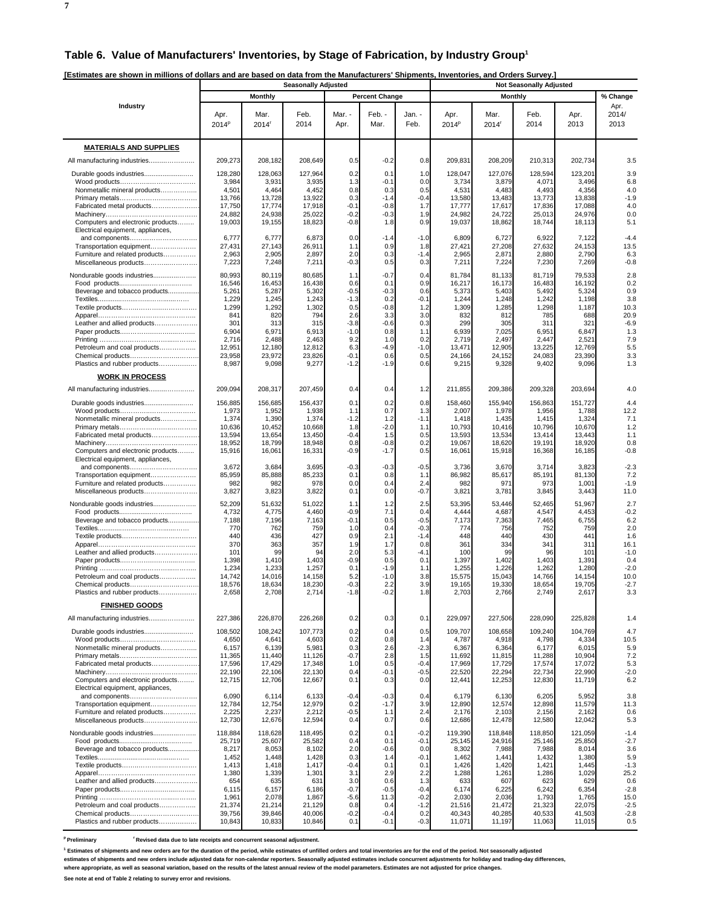# Table 6. Value of Manufacturers' Inventories, by Stage of Fabrication, by Industry Group[1]

[Estimates are shown in millions of dollars and are based on data from the Manufacturers' Shipments, Inventories, and Orders Survey.]

| Industry | Seasonally Adjusted | | | | | | Not Seasonally Adjusted | | | | |
|---|---|---|---|---|---|---|---|---|---|---|---|
| | Monthly | | | Percent Change | | | Monthly | | | | % Change |
| | Apr. 2014[p] | Mar. 2014[r] | Feb. 2014 | Mar. - Apr. | Feb. - Mar. | Jan. - Feb. | Apr. 2014[p] | Mar. 2014[r] | Feb. 2014 | Apr. 2013 | Apr. 2014/ 2013 |
| **MATERIALS AND SUPPLIES** | | | | | | | | | | | |
| All manufacturing industries | 209,273 | 208,182 | 208,649 | 0.5 | -0.2 | 0.8 | 209,831 | 208,209 | 210,313 | 202,734 | 3.5 |
| Durable goods industries | 128,280 | 128,063 | 127,964 | 0.2 | 0.1 | 1.0 | 128,047 | 127,076 | 128,594 | 123,201 | 3.9 |
| Wood products | 3,984 | 3,931 | 3,935 | 1.3 | -0.1 | 0.0 | 3,734 | 3,879 | 4,071 | 3,496 | 6.8 |
| Nonmetallic mineral products | 4,501 | 4,464 | 4,452 | 0.8 | 0.3 | 0.5 | 4,531 | 4,483 | 4,493 | 4,356 | 4.0 |
| Primary metals | 13,766 | 13,728 | 13,922 | 0.3 | -1.4 | -0.4 | 13,580 | 13,483 | 13,773 | 13,838 | -1.9 |
| Fabricated metal products | 17,750 | 17,774 | 17,918 | -0.1 | -0.8 | 1.7 | 17,777 | 17,617 | 17,836 | 17,088 | 4.0 |
| Machinery | 24,882 | 24,938 | 25,022 | -0.2 | -0.3 | 1.9 | 24,982 | 24,722 | 25,013 | 24,976 | 0.0 |
| Computers and electronic products | 19,003 | 19,155 | 18,823 | -0.8 | 1.8 | 0.9 | 19,037 | 18,862 | 18,744 | 18,113 | 5.1 |
| Electrical equipment, appliances, and components | 6,777 | 6,777 | 6,873 | 0.0 | -1.4 | -1.0 | 6,809 | 6,727 | 6,922 | 7,122 | -4.4 |
| Transportation equipment | 27,431 | 27,143 | 26,911 | 1.1 | 0.9 | 1.8 | 27,421 | 27,208 | 27,632 | 24,153 | 13.5 |
| Furniture and related products | 2,963 | 2,905 | 2,897 | 2.0 | 0.3 | -1.4 | 2,965 | 2,871 | 2,880 | 2,790 | 6.3 |
| Miscellaneous products | 7,223 | 7,248 | 7,211 | -0.3 | 0.5 | 0.3 | 7,211 | 7,224 | 7,230 | 7,269 | -0.8 |
| Nondurable goods industries | 80,993 | 80,119 | 80,685 | 1.1 | -0.7 | 0.4 | 81,784 | 81,133 | 81,719 | 79,533 | 2.8 |
| Food products | 16,546 | 16,453 | 16,438 | 0.6 | 0.1 | 0.9 | 16,217 | 16,173 | 16,483 | 16,192 | 0.2 |
| Beverage and tobacco products | 5,261 | 5,287 | 5,302 | -0.5 | -0.3 | 0.6 | 5,373 | 5,403 | 5,492 | 5,324 | 0.9 |
| Textiles | 1,229 | 1,245 | 1,243 | -1.3 | 0.2 | -0.1 | 1,244 | 1,248 | 1,242 | 1,198 | 3.8 |
| Textile products | 1,299 | 1,292 | 1,302 | 0.5 | -0.8 | 1.2 | 1,309 | 1,285 | 1,298 | 1,187 | 10.3 |
| Apparel | 841 | 820 | 794 | 2.6 | 3.3 | 3.0 | 832 | 812 | 785 | 688 | 20.9 |
| Leather and allied products | 301 | 313 | 315 | -3.8 | -0.6 | 0.3 | 299 | 305 | 311 | 321 | -6.9 |
| Paper products | 6,904 | 6,971 | 6,913 | -1.0 | 0.8 | 1.1 | 6,939 | 7,025 | 6,951 | 6,847 | 1.3 |
| Printing | 2,716 | 2,488 | 2,463 | 9.2 | 1.0 | 0.2 | 2,719 | 2,497 | 2,447 | 2,521 | 7.9 |
| Petroleum and coal products | 12,951 | 12,180 | 12,812 | 6.3 | -4.9 | -1.0 | 13,471 | 12,905 | 13,225 | 12,769 | 5.5 |
| Chemical products | 23,958 | 23,972 | 23,826 | -0.1 | 0.6 | 0.5 | 24,166 | 24,152 | 24,083 | 23,390 | 3.3 |
| Plastics and rubber products | 8,987 | 9,098 | 9,277 | -1.2 | -1.9 | 0.6 | 9,215 | 9,328 | 9,402 | 9,096 | 1.3 |
| **WORK IN PROCESS** | | | | | | | | | | | |
| All manufacturing industries | 209,094 | 208,317 | 207,459 | 0.4 | 0.4 | 1.2 | 211,855 | 209,386 | 209,328 | 203,694 | 4.0 |
| Durable goods industries | 156,885 | 156,685 | 156,437 | 0.1 | 0.2 | 0.8 | 158,460 | 155,940 | 156,863 | 151,727 | 4.4 |
| Wood products | 1,973 | 1,952 | 1,938 | 1.1 | 0.7 | 1.3 | 2,007 | 1,978 | 1,956 | 1,788 | 12.2 |
| Nonmetallic mineral products | 1,374 | 1,390 | 1,374 | -1.2 | 1.2 | -1.1 | 1,418 | 1,435 | 1,415 | 1,324 | 7.1 |
| Primary metals | 10,636 | 10,452 | 10,668 | 1.8 | -2.0 | 1.1 | 10,793 | 10,416 | 10,796 | 10,670 | 1.2 |
| Fabricated metal products | 13,594 | 13,654 | 13,450 | -0.4 | 1.5 | 0.5 | 13,593 | 13,534 | 13,414 | 13,443 | 1.1 |
| Machinery | 18,952 | 18,799 | 18,948 | 0.8 | -0.8 | 0.2 | 19,067 | 18,620 | 19,191 | 18,920 | 0.8 |
| Computers and electronic products | 15,916 | 16,061 | 16,331 | -0.9 | -1.7 | 0.5 | 16,061 | 15,918 | 16,368 | 16,185 | -0.8 |
| Electrical equipment, appliances, and components | 3,672 | 3,684 | 3,695 | -0.3 | -0.3 | -0.5 | 3,736 | 3,670 | 3,714 | 3,823 | -2.3 |
| Transportation equipment | 85,959 | 85,888 | 85,233 | 0.1 | 0.8 | 1.1 | 86,982 | 85,617 | 85,191 | 81,130 | 7.2 |
| Furniture and related products | 982 | 982 | 978 | 0.0 | 0.4 | 2.4 | 982 | 971 | 973 | 1,001 | -1.9 |
| Miscellaneous products | 3,827 | 3,823 | 3,822 | 0.1 | 0.0 | -0.7 | 3,821 | 3,781 | 3,845 | 3,443 | 11.0 |
| Nondurable goods industries | 52,209 | 51,632 | 51,022 | 1.1 | 1.2 | 2.5 | 53,395 | 53,446 | 52,465 | 51,967 | 2.7 |
| Food products | 4,732 | 4,775 | 4,460 | -0.9 | 7.1 | 0.4 | 4,444 | 4,687 | 4,547 | 4,453 | -0.2 |
| Beverage and tobacco products | 7,188 | 7,196 | 7,163 | -0.1 | 0.5 | -0.5 | 7,173 | 7,363 | 7,465 | 6,755 | 6.2 |
| Textiles | 770 | 762 | 759 | 1.0 | 0.4 | -0.3 | 774 | 756 | 752 | 759 | 2.0 |
| Textile products | 440 | 436 | 427 | 0.9 | 2.1 | -1.4 | 448 | 440 | 430 | 441 | 1.6 |
| Apparel | 370 | 363 | 357 | 1.9 | 1.7 | 0.8 | 361 | 334 | 341 | 311 | 16.1 |
| Leather and allied products | 101 | 99 | 94 | 2.0 | 5.3 | -4.1 | 100 | 99 | 96 | 101 | -1.0 |
| Paper products | 1,398 | 1,410 | 1,403 | -0.9 | 0.5 | 0.1 | 1,397 | 1,402 | 1,403 | 1,391 | 0.4 |
| Printing | 1,234 | 1,233 | 1,257 | 0.1 | -1.9 | 1.1 | 1,255 | 1,226 | 1,262 | 1,280 | -2.0 |
| Petroleum and coal products | 14,742 | 14,016 | 14,158 | 5.2 | -1.0 | 3.8 | 15,575 | 15,043 | 14,766 | 14,154 | 10.0 |
| Chemical products | 18,576 | 18,634 | 18,230 | -0.3 | 2.2 | 3.9 | 19,165 | 19,330 | 18,654 | 19,705 | -2.7 |
| Plastics and rubber products | 2,658 | 2,708 | 2,714 | -1.8 | -0.2 | 1.8 | 2,703 | 2,766 | 2,749 | 2,617 | 3.3 |
| **FINISHED GOODS** | | | | | | | | | | | |
| All manufacturing industries | 227,386 | 226,870 | 226,268 | 0.2 | 0.3 | 0.1 | 229,097 | 227,506 | 228,090 | 225,828 | 1.4 |
| Durable goods industries | 108,502 | 108,242 | 107,773 | 0.2 | 0.4 | 0.5 | 109,707 | 108,658 | 109,240 | 104,769 | 4.7 |
| Wood products | 4,650 | 4,641 | 4,603 | 0.2 | 0.8 | 1.4 | 4,787 | 4,918 | 4,798 | 4,334 | 10.5 |
| Nonmetallic mineral products | 6,157 | 6,139 | 5,981 | 0.3 | 2.6 | -2.3 | 6,367 | 6,364 | 6,177 | 6,015 | 5.9 |
| Primary metals | 11,365 | 11,440 | 11,126 | -0.7 | 2.8 | 1.5 | 11,692 | 11,815 | 11,288 | 10,904 | 7.2 |
| Fabricated metal products | 17,596 | 17,429 | 17,348 | 1.0 | 0.5 | -0.4 | 17,969 | 17,729 | 17,574 | 17,072 | 5.3 |
| Machinery | 22,190 | 22,106 | 22,130 | 0.4 | -0.1 | -0.5 | 22,520 | 22,294 | 22,734 | 22,990 | -2.0 |
| Computers and electronic products | 12,715 | 12,706 | 12,667 | 0.1 | 0.3 | 0.0 | 12,441 | 12,253 | 12,830 | 11,719 | 6.2 |
| Electrical equipment, appliances, and components | 6,090 | 6,114 | 6,133 | -0.4 | -0.3 | 0.4 | 6,179 | 6,130 | 6,205 | 5,952 | 3.8 |
| Transportation equipment | 12,784 | 12,754 | 12,979 | 0.2 | -1.7 | 3.9 | 12,890 | 12,574 | 12,898 | 11,579 | 11.3 |
| Furniture and related products | 2,225 | 2,237 | 2,212 | -0.5 | 1.1 | 2.4 | 2,176 | 2,103 | 2,156 | 2,162 | 0.6 |
| Miscellaneous products | 12,730 | 12,676 | 12,594 | 0.4 | 0.7 | 0.6 | 12,686 | 12,478 | 12,580 | 12,042 | 5.3 |
| Nondurable goods industries | 118,884 | 118,628 | 118,495 | 0.2 | 0.1 | -0.2 | 119,390 | 118,848 | 118,850 | 121,059 | -1.4 |
| Food products | 25,719 | 25,607 | 25,582 | 0.4 | 0.1 | -0.1 | 25,145 | 24,916 | 25,146 | 25,850 | -2.7 |
| Beverage and tobacco products | 8,217 | 8,053 | 8,102 | 2.0 | -0.6 | 0.0 | 8,302 | 7,988 | 7,988 | 8,014 | 3.6 |
| Textiles | 1,452 | 1,448 | 1,428 | 0.3 | 1.4 | -0.1 | 1,462 | 1,441 | 1,432 | 1,380 | 5.9 |
| Textile products | 1,413 | 1,418 | 1,417 | -0.4 | 0.1 | 0.1 | 1,426 | 1,420 | 1,421 | 1,445 | -1.3 |
| Apparel | 1,380 | 1,339 | 1,301 | 3.1 | 2.9 | 2.2 | 1,288 | 1,261 | 1,286 | 1,029 | 25.2 |
| Leather and allied products | 654 | 635 | 631 | 3.0 | 0.6 | 1.3 | 633 | 607 | 623 | 629 | 0.6 |
| Paper products | 6,115 | 6,157 | 6,186 | -0.7 | -0.5 | -0.4 | 6,174 | 6,225 | 6,242 | 6,354 | -2.8 |
| Printing | 1,961 | 2,078 | 1,867 | -5.6 | 11.3 | -0.2 | 2,030 | 2,036 | 1,793 | 1,765 | 15.0 |
| Petroleum and coal products | 21,374 | 21,214 | 21,129 | 0.8 | 0.4 | -1.2 | 21,516 | 21,472 | 21,323 | 22,075 | -2.5 |
| Chemical products | 39,756 | 39,846 | 40,006 | -0.2 | -0.4 | 0.2 | 40,343 | 40,285 | 40,533 | 41,503 | -2.8 |
| Plastics and rubber products | 10,843 | 10,833 | 10,846 | 0.1 | -0.1 | -0.3 | 11,071 | 11,197 | 11,063 | 11,015 | 0.5 |

[p] Preliminary  [r] Revised data due to late receipts and concurrent seasonal adjustment.

[1] Estimates of shipments and new orders are for the duration of the period, while estimates of unfilled orders and total inventories are for the end of the period. Not seasonally adjusted estimates of shipments and new orders include adjusted data for non-calendar reporters. Seasonally adjusted estimates include concurrent adjustments for holiday and trading-day differences, where appropriate, as well as seasonal variation, based on the results of the latest annual review of the model parameters. Estimates are not adjusted for price changes.

See note at end of Table 2 relating to survey error and revisions.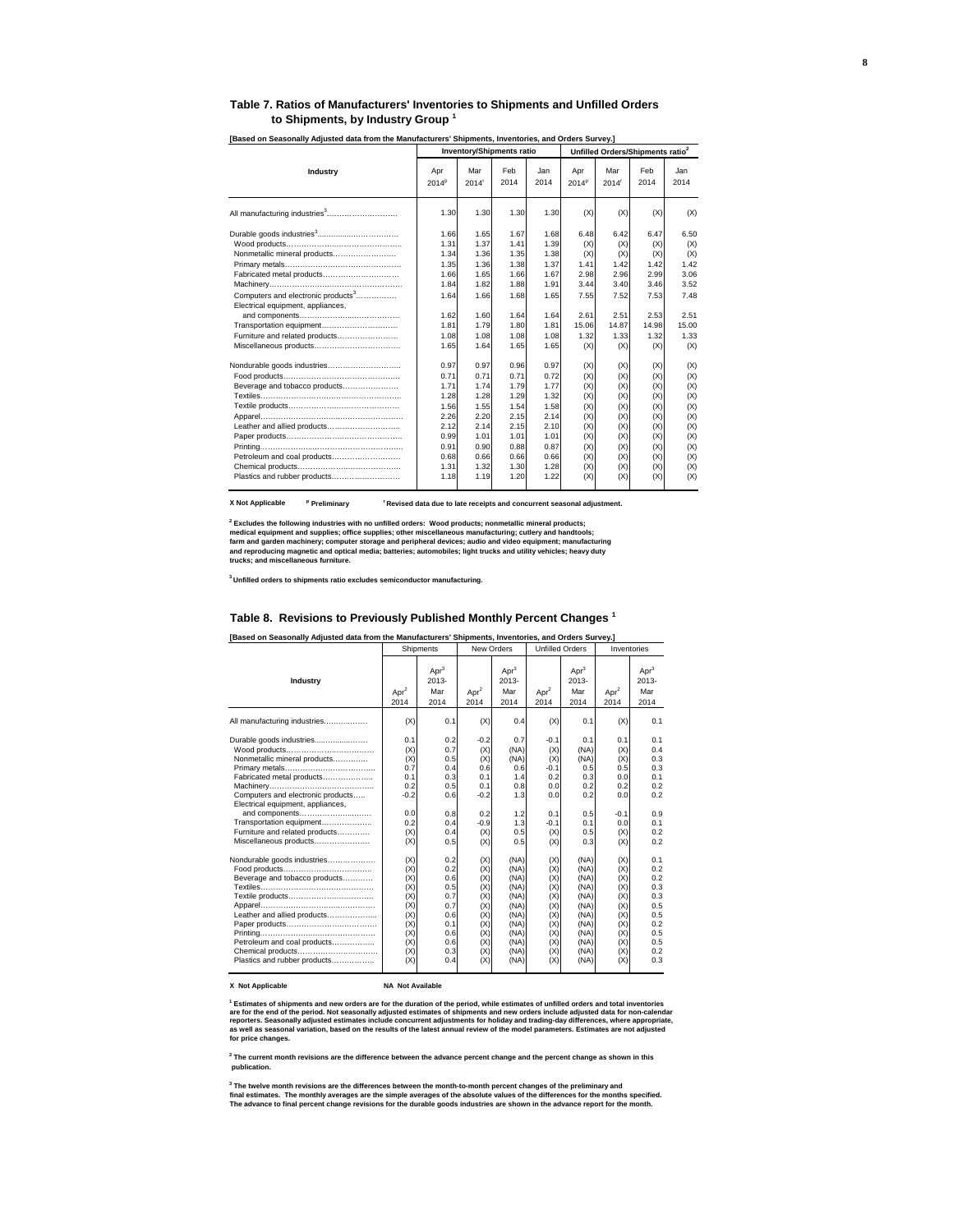## Table 7. Ratios of Manufacturers' Inventories to Shipments and Unfilled Orders to Shipments, by Industry Group [1]

**[Based on Seasonally Adjusted data from the Manufacturers' Shipments, Inventories, and Orders Survey.]**

| Industry | Inventory/Shipments ratio | | | | Unfilled Orders/Shipments ratio[2] | | | |
|---|---|---|---|---|---|---|---|---|
| | Apr 2014[p] | Mar 2014[r] | Feb 2014 | Jan 2014 | Apr 2014[p] | Mar 2014[r] | Feb 2014 | Jan 2014 |
| All manufacturing industries[3]………………………. | 1.30 | 1.30 | 1.30 | 1.30 | (X) | (X) | (X) | (X) |
| Durable goods industries[3]…………………………. | 1.66 | 1.65 | 1.67 | 1.68 | 6.48 | 6.42 | 6.47 | 6.50 |
| Wood products………………………………………. | 1.31 | 1.37 | 1.41 | 1.39 | (X) | (X) | (X) | (X) |
| Nonmetallic mineral products……………………. | 1.34 | 1.36 | 1.35 | 1.38 | (X) | (X) | (X) | (X) |
| Primary metals……………………………………… | 1.35 | 1.36 | 1.38 | 1.37 | 1.41 | 1.42 | 1.42 | 1.42 |
| Fabricated metal products………………………… | 1.66 | 1.65 | 1.66 | 1.67 | 2.98 | 2.96 | 2.99 | 3.06 |
| Machinery…………………………………………… | 1.84 | 1.82 | 1.88 | 1.91 | 3.44 | 3.40 | 3.46 | 3.52 |
| Computers and electronic products[3]……………. | 1.64 | 1.66 | 1.68 | 1.65 | 7.55 | 7.52 | 7.53 | 7.48 |
| Electrical equipment, appliances, and components………………………………… | 1.62 | 1.60 | 1.64 | 1.64 | 2.61 | 2.51 | 2.53 | 2.51 |
| Transportation equipment………………………… | 1.81 | 1.79 | 1.80 | 1.81 | 15.06 | 14.87 | 14.98 | 15.00 |
| Furniture and related products…………………… | 1.08 | 1.08 | 1.08 | 1.08 | 1.32 | 1.33 | 1.32 | 1.33 |
| Miscellaneous products…………………………… | 1.65 | 1.64 | 1.65 | 1.65 | (X) | (X) | (X) | (X) |
| Nondurable goods industries……………………… | 0.97 | 0.97 | 0.96 | 0.97 | (X) | (X) | (X) | (X) |
| Food products………………………………………. | 0.71 | 0.71 | 0.71 | 0.72 | (X) | (X) | (X) | (X) |
| Beverage and tobacco products…………………. | 1.71 | 1.74 | 1.79 | 1.77 | (X) | (X) | (X) | (X) |
| Textiles………………………………………………. | 1.28 | 1.28 | 1.29 | 1.32 | (X) | (X) | (X) | (X) |
| Textile products……………………………………. | 1.56 | 1.55 | 1.54 | 1.58 | (X) | (X) | (X) | (X) |
| Apparel………………………………………………. | 2.26 | 2.20 | 2.15 | 2.14 | (X) | (X) | (X) | (X) |
| Leather and allied products………………………. | 2.12 | 2.14 | 2.15 | 2.10 | (X) | (X) | (X) | (X) |
| Paper products…………………………………….. | 0.99 | 1.01 | 1.01 | 1.01 | (X) | (X) | (X) | (X) |
| Printing……………………………………………… | 0.91 | 0.90 | 0.88 | 0.87 | (X) | (X) | (X) | (X) |
| Petroleum and coal products……………………. | 0.68 | 0.66 | 0.66 | 0.66 | (X) | (X) | (X) | (X) |
| Chemical products…………………………………. | 1.31 | 1.32 | 1.30 | 1.28 | (X) | (X) | (X) | (X) |
| Plastics and rubber products…………………….. | 1.18 | 1.19 | 1.20 | 1.22 | (X) | (X) | (X) | (X) |

**X Not Applicable** **[p] Preliminary** **[r] Revised data due to late receipts and concurrent seasonal adjustment.**

**[2] Excludes the following industries with no unfilled orders: Wood products; nonmetallic mineral products; medical equipment and supplies; office supplies; other miscellaneous manufacturing; cutlery and handtools; farm and garden machinery; computer storage and peripheral devices; audio and video equipment; manufacturing and reproducing magnetic and optical media; batteries; automobiles; light trucks and utility vehicles; heavy duty trucks; and miscellaneous furniture.**

**[3] Unfilled orders to shipments ratio excludes semiconductor manufacturing.**

## Table 8. Revisions to Previously Published Monthly Percent Changes [1]

**[Based on Seasonally Adjusted data from the Manufacturers' Shipments, Inventories, and Orders Survey.]**

| Industry | Shipments | | New Orders | | Unfilled Orders | | Inventories | |
|---|---|---|---|---|---|---|---|---|
| | Apr[2] 2014 | Apr[3] 2013-Mar 2014 | Apr[2] 2014 | Apr[3] 2013-Mar 2014 | Apr[2] 2014 | Apr[3] 2013-Mar 2014 | Apr[2] 2014 | Apr[3] 2013-Mar 2014 |
| All manufacturing industries……………… | (X) | 0.1 | (X) | 0.4 | (X) | 0.1 | (X) | 0.1 |
| Durable goods industries………………… | 0.1 | 0.2 | -0.2 | 0.7 | -0.1 | 0.1 | 0.1 | 0.1 |
| Wood products……………………………… | (X) | 0.7 | (X) | (NA) | (X) | (NA) | (X) | 0.4 |
| Nonmetallic mineral products…………… | (X) | 0.5 | (X) | (NA) | (X) | (NA) | (X) | 0.3 |
| Primary metals……………………………… | 0.7 | 0.4 | 0.6 | 0.6 | -0.1 | 0.5 | 0.5 | 0.3 |
| Fabricated metal products………………. | 0.1 | 0.3 | 0.1 | 1.4 | 0.2 | 0.3 | 0.0 | 0.1 |
| Machinery…………………………………… | 0.2 | 0.5 | 0.1 | 0.8 | 0.0 | 0.2 | 0.2 | 0.2 |
| Computers and electronic products….. | -0.2 | 0.6 | -0.2 | 1.3 | 0.0 | 0.2 | 0.0 | 0.2 |
| Electrical equipment, appliances, and components…………………… | 0.0 | 0.8 | 0.2 | 1.2 | 0.1 | 0.5 | -0.1 | 0.9 |
| Transportation equipment………………. | 0.2 | 0.4 | -0.9 | 1.3 | -0.1 | 0.1 | 0.0 | 0.1 |
| Furniture and related products…………. | (X) | 0.4 | (X) | 0.5 | (X) | 0.5 | (X) | 0.2 |
| Miscellaneous products………………….. | (X) | 0.5 | (X) | 0.5 | (X) | 0.3 | (X) | 0.2 |
| Nondurable goods industries……………… | (X) | 0.2 | (X) | (NA) | (X) | (NA) | (X) | 0.1 |
| Food products……………………………… | (X) | 0.2 | (X) | (NA) | (X) | (NA) | (X) | 0.2 |
| Beverage and tobacco products………… | (X) | 0.6 | (X) | (NA) | (X) | (NA) | (X) | 0.2 |
| Textiles……………………………………… | (X) | 0.5 | (X) | (NA) | (X) | (NA) | (X) | 0.3 |
| Textile products…………………………… | (X) | 0.7 | (X) | (NA) | (X) | (NA) | (X) | 0.3 |
| Apparel……………………………………… | (X) | 0.7 | (X) | (NA) | (X) | (NA) | (X) | 0.5 |
| Leather and allied products……………… | (X) | 0.6 | (X) | (NA) | (X) | (NA) | (X) | 0.5 |
| Paper products……………………………… | (X) | 0.1 | (X) | (NA) | (X) | (NA) | (X) | 0.2 |
| Printing……………………………………… | (X) | 0.6 | (X) | (NA) | (X) | (NA) | (X) | 0.5 |
| Petroleum and coal products…………… | (X) | 0.6 | (X) | (NA) | (X) | (NA) | (X) | 0.5 |
| Chemical products………………………… | (X) | 0.3 | (X) | (NA) | (X) | (NA) | (X) | 0.2 |
| Plastics and rubber products…………… | (X) | 0.4 | (X) | (NA) | (X) | (NA) | (X) | 0.3 |

**X Not Applicable** **NA Not Available**

**[1] Estimates of shipments and new orders are for the duration of the period, while estimates of unfilled orders and total inventories are for the end of the period. Not seasonally adjusted estimates of shipments and new orders include adjusted data for non-calendar reporters. Seasonally adjusted estimates include concurrent adjustments for holiday and trading-day differences, where appropriate, as well as seasonal variation, based on the results of the latest annual review of the model parameters. Estimates are not adjusted for price changes.**

**[2] The current month revisions are the difference between the advance percent change and the percent change as shown in this publication.**

**[3] The twelve month revisions are the differences between the month-to-month percent changes of the preliminary and final estimates. The monthly averages are the simple averages of the absolute values of the differences for the months specified. The advance to final percent change revisions for the durable goods industries are shown in the advance report for the month.**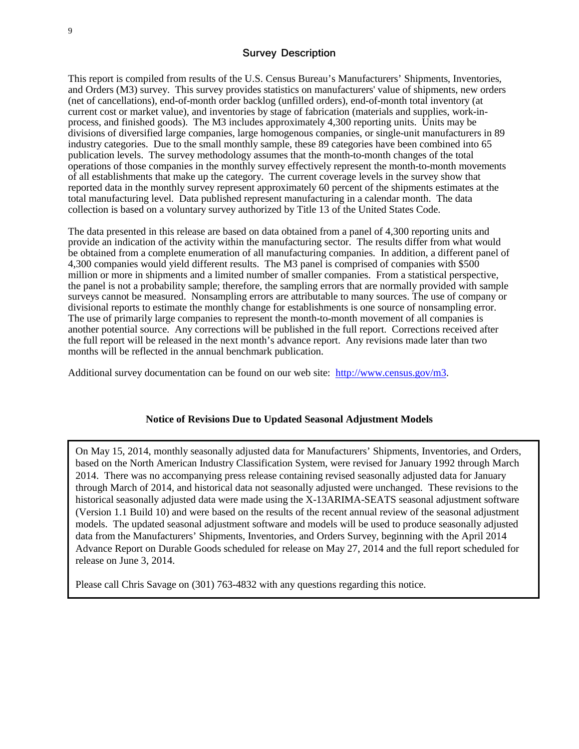## Survey Description

This report is compiled from results of the U.S. Census Bureau's Manufacturers' Shipments, Inventories, and Orders (M3) survey. This survey provides statistics on manufacturers' value of shipments, new orders (net of cancellations), end-of-month order backlog (unfilled orders), end-of-month total inventory (at current cost or market value), and inventories by stage of fabrication (materials and supplies, work-in-process, and finished goods). The M3 includes approximately 4,300 reporting units. Units may be divisions of diversified large companies, large homogenous companies, or single-unit manufacturers in 89 industry categories. Due to the small monthly sample, these 89 categories have been combined into 65 publication levels. The survey methodology assumes that the month-to-month changes of the total operations of those companies in the monthly survey effectively represent the month-to-month movements of all establishments that make up the category. The current coverage levels in the survey show that reported data in the monthly survey represent approximately 60 percent of the shipments estimates at the total manufacturing level. Data published represent manufacturing in a calendar month. The data collection is based on a voluntary survey authorized by Title 13 of the United States Code.

The data presented in this release are based on data obtained from a panel of 4,300 reporting units and provide an indication of the activity within the manufacturing sector. The results differ from what would be obtained from a complete enumeration of all manufacturing companies. In addition, a different panel of 4,300 companies would yield different results. The M3 panel is comprised of companies with $500 million or more in shipments and a limited number of smaller companies. From a statistical perspective, the panel is not a probability sample; therefore, the sampling errors that are normally provided with sample surveys cannot be measured. Nonsampling errors are attributable to many sources. The use of company or divisional reports to estimate the monthly change for establishments is one source of nonsampling error. The use of primarily large companies to represent the month-to-month movement of all companies is another potential source. Any corrections will be published in the full report. Corrections received after the full report will be released in the next month's advance report. Any revisions made later than two months will be reflected in the annual benchmark publication.

Additional survey documentation can be found on our web site: http://www.census.gov/m3.

**Notice of Revisions Due to Updated Seasonal Adjustment Models**

On May 15, 2014, monthly seasonally adjusted data for Manufacturers' Shipments, Inventories, and Orders, based on the North American Industry Classification System, were revised for January 1992 through March 2014. There was no accompanying press release containing revised seasonally adjusted data for January through March of 2014, and historical data not seasonally adjusted were unchanged. These revisions to the historical seasonally adjusted data were made using the X-13ARIMA-SEATS seasonal adjustment software (Version 1.1 Build 10) and were based on the results of the recent annual review of the seasonal adjustment models. The updated seasonal adjustment software and models will be used to produce seasonally adjusted data from the Manufacturers' Shipments, Inventories, and Orders Survey, beginning with the April 2014 Advance Report on Durable Goods scheduled for release on May 27, 2014 and the full report scheduled for release on June 3, 2014.

Please call Chris Savage on (301) 763-4832 with any questions regarding this notice.